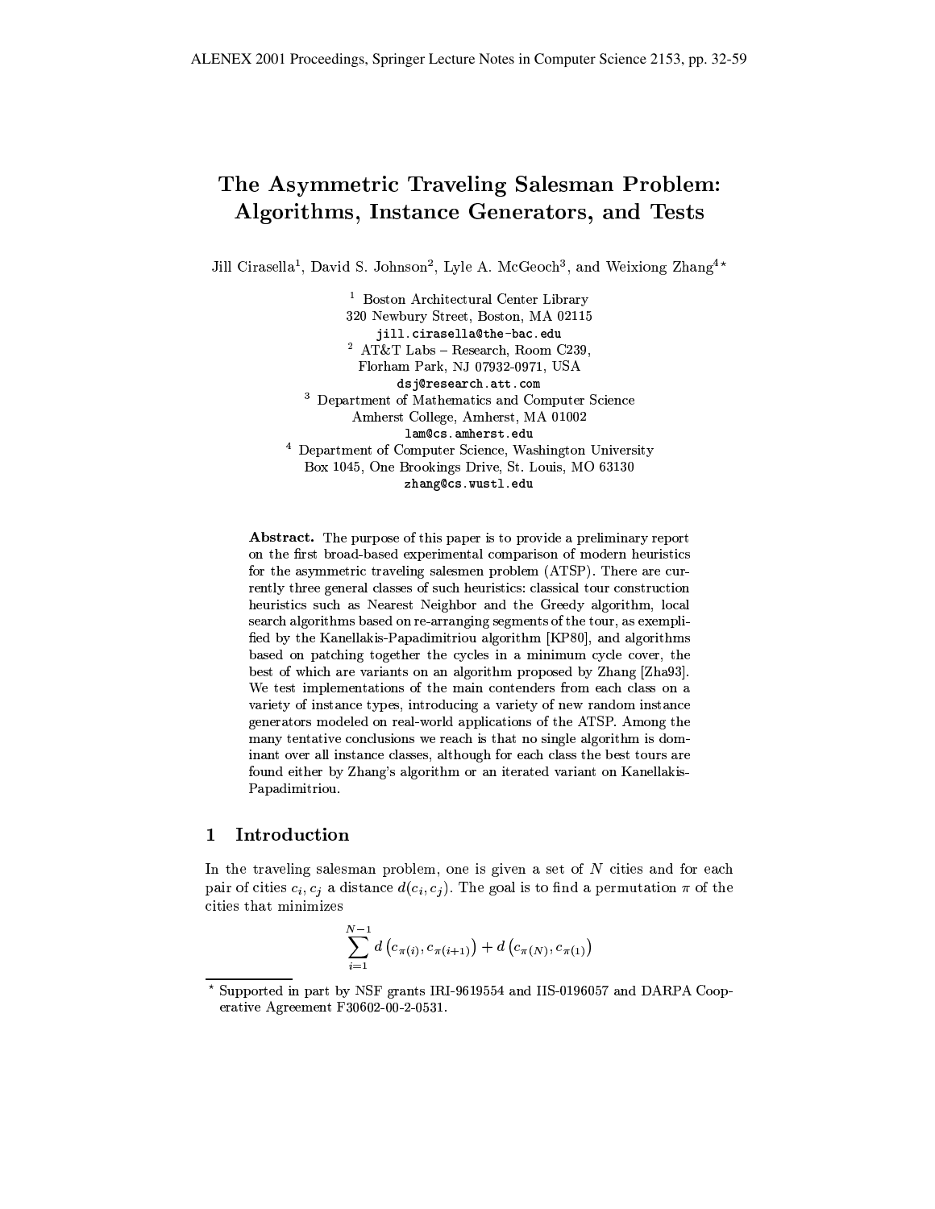# The Asymmetric Traveling Salesman Problem: Algorithms, Instance Generators, and Tests

Jill Cirasella[1], David S. Johnson[2], Lyle A. McGeoch[3], and Weixiong Zhang[4]*

[1] Boston Architectural Center Library
320 Newbury Street, Boston, MA 02115
jill.cirasella@the-bac.edu

[2] AT&T Labs – Research, Room C239,
Florham Park, NJ 07932-0971, USA
dsj@research.att.com

[3] Department of Mathematics and Computer Science
Amherst College, Amherst, MA 01002
lam@cs.amherst.edu

[4] Department of Computer Science, Washington University
Box 1045, One Brookings Drive, St. Louis, MO 63130
zhang@cs.wustl.edu

**Abstract.** The purpose of this paper is to provide a preliminary report on the first broad-based experimental comparison of modern heuristics for the asymmetric traveling salesmen problem (ATSP). There are currently three general classes of such heuristics: classical tour construction heuristics such as Nearest Neighbor and the Greedy algorithm, local search algorithms based on re-arranging segments of the tour, as exemplified by the Kanellakis-Papadimitriou algorithm [KP80], and algorithms based on patching together the cycles in a minimum cycle cover, the best of which are variants on an algorithm proposed by Zhang [Zha93]. We test implementations of the main contenders from each class on a variety of instance types, introducing a variety of new random instance generators modeled on real-world applications of the ATSP. Among the many tentative conclusions we reach is that no single algorithm is dominant over all instance classes, although for each class the best tours are found either by Zhang's algorithm or an iterated variant on Kanellakis-Papadimitriou.

## 1 Introduction

In the traveling salesman problem, one is given a set of $N$ cities and for each pair of cities $c_i, c_j$ a distance $d(c_i, c_j)$. The goal is to find a permutation $\pi$ of the cities that minimizes

$$\sum_{i=1}^{N-1} d\left(c_{\pi(i)}, c_{\pi(i+1)}\right) + d\left(c_{\pi(N)}, c_{\pi(1)}\right)$$

* Supported in part by NSF grants IRI-9619554 and IIS-0196057 and DARPA Cooperative Agreement F30602-00-2-0531.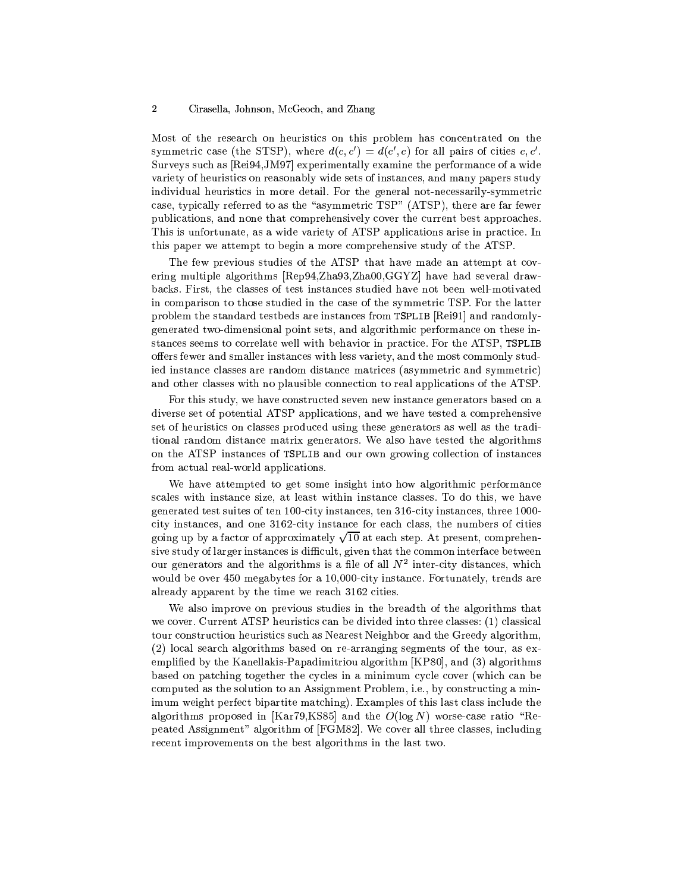Most of the research on heuristics on this problem has concentrated on the symmetric case (the STSP), where $d(c, c') = d(c', c)$ for all pairs of cities $c, c'$. Surveys such as [Rei94,JM97] experimentally examine the performance of a wide variety of heuristics on reasonably wide sets of instances, and many papers study individual heuristics in more detail. For the general not-necessarily-symmetric case, typically referred to as the "asymmetric TSP" (ATSP), there are far fewer publications, and none that comprehensively cover the current best approaches. This is unfortunate, as a wide variety of ATSP applications arise in practice. In this paper we attempt to begin a more comprehensive study of the ATSP.

The few previous studies of the ATSP that have made an attempt at covering multiple algorithms [Rep94,Zha93,Zha00,GGYZ] have had several drawbacks. First, the classes of test instances studied have not been well-motivated in comparison to those studied in the case of the symmetric TSP. For the latter problem the standard testbeds are instances from `TSPLIB` [Rei91] and randomly-generated two-dimensional point sets, and algorithmic performance on these instances seems to correlate well with behavior in practice. For the ATSP, `TSPLIB` offers fewer and smaller instances with less variety, and the most commonly studied instance classes are random distance matrices (asymmetric and symmetric) and other classes with no plausible connection to real applications of the ATSP.

For this study, we have constructed seven new instance generators based on a diverse set of potential ATSP applications, and we have tested a comprehensive set of heuristics on classes produced using these generators as well as the traditional random distance matrix generators. We also have tested the algorithms on the ATSP instances of `TSPLIB` and our own growing collection of instances from actual real-world applications.

We have attempted to get some insight into how algorithmic performance scales with instance size, at least within instance classes. To do this, we have generated test suites of ten 100-city instances, ten 316-city instances, three 1000-city instances, and one 3162-city instance for each class, the numbers of cities going up by a factor of approximately $\sqrt{10}$ at each step. At present, comprehensive study of larger instances is difficult, given that the common interface between our generators and the algorithms is a file of all $N^2$ inter-city distances, which would be over 450 megabytes for a 10,000-city instance. Fortunately, trends are already apparent by the time we reach 3162 cities.

We also improve on previous studies in the breadth of the algorithms that we cover. Current ATSP heuristics can be divided into three classes: (1) classical tour construction heuristics such as Nearest Neighbor and the Greedy algorithm, (2) local search algorithms based on re-arranging segments of the tour, as exemplified by the Kanellakis-Papadimitriou algorithm [KP80], and (3) algorithms based on patching together the cycles in a minimum cycle cover (which can be computed as the solution to an Assignment Problem, i.e., by constructing a minimum weight perfect bipartite matching). Examples of this last class include the algorithms proposed in [Kar79,KS85] and the $O(\log N)$ worse-case ratio "Repeated Assignment" algorithm of [FGM82]. We cover all three classes, including recent improvements on the best algorithms in the last two.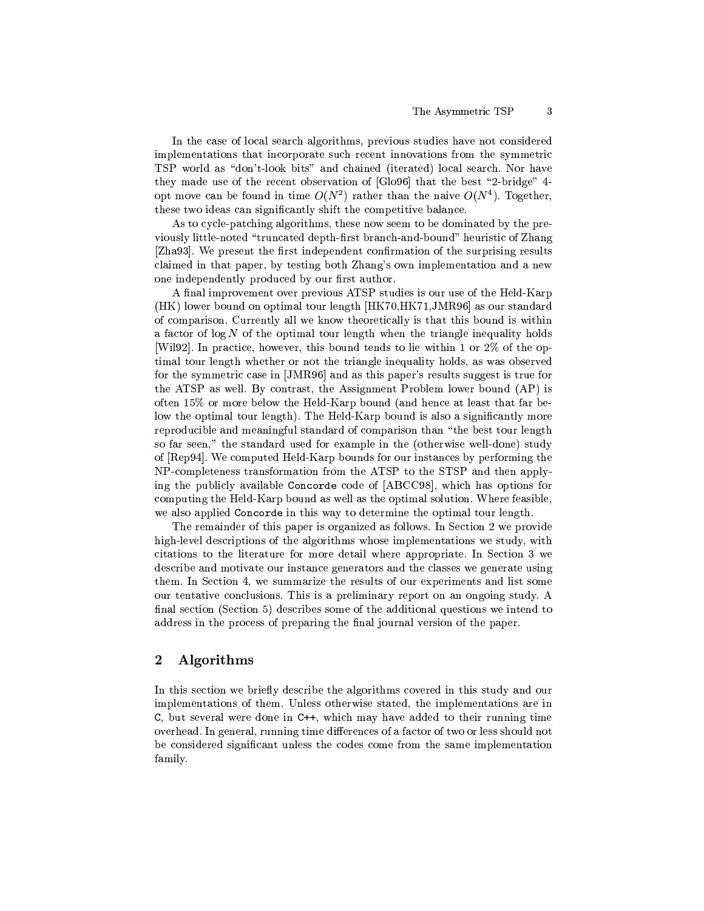In the case of local search algorithms, previous studies have not considered implementations that incorporate such recent innovations from the symmetric TSP world as "don't-look bits" and chained (iterated) local search. Nor have they made use of the recent observation of [Glo96] that the best "2-bridge" 4-opt move can be found in time $O(N^2)$ rather than the naive $O(N^4)$. Together, these two ideas can significantly shift the competitive balance.

As to cycle-patching algorithms, these now seem to be dominated by the previously little-noted "truncated depth-first branch-and-bound" heuristic of Zhang [Zha93]. We present the first independent confirmation of the surprising results claimed in that paper, by testing both Zhang's own implementation and a new one independently produced by our first author.

A final improvement over previous ATSP studies is our use of the Held-Karp (HK) lower bound on optimal tour length [HK70,HK71,JMR96] as our standard of comparison. Currently all we know theoretically is that this bound is within a factor of $\log N$ of the optimal tour length when the triangle inequality holds [Wil92]. In practice, however, this bound tends to lie within 1 or 2% of the optimal tour length whether or not the triangle inequality holds, as was observed for the symmetric case in [JMR96] and as this paper's results suggest is true for the ATSP as well. By contrast, the Assignment Problem lower bound (AP) is often 15% or more below the Held-Karp bound (and hence at least that far below the optimal tour length). The Held-Karp bound is also a significantly more reproducible and meaningful standard of comparison than "the best tour length so far seen," the standard used for example in the (otherwise well-done) study of [Rep94]. We computed Held-Karp bounds for our instances by performing the NP-completeness transformation from the ATSP to the STSP and then applying the publicly available `Concorde` code of [ABCC98], which has options for computing the Held-Karp bound as well as the optimal solution. Where feasible, we also applied `Concorde` in this way to determine the optimal tour length.

The remainder of this paper is organized as follows. In Section 2 we provide high-level descriptions of the algorithms whose implementations we study, with citations to the literature for more detail where appropriate. In Section 3 we describe and motivate our instance generators and the classes we generate using them. In Section 4, we summarize the results of our experiments and list some our tentative conclusions. This is a preliminary report on an ongoing study. A final section (Section 5) describes some of the additional questions we intend to address in the process of preparing the final journal version of the paper.

## 2 Algorithms

In this section we briefly describe the algorithms covered in this study and our implementations of them. Unless otherwise stated, the implementations are in `C`, but several were done in `C++`, which may have added to their running time overhead. In general, running time differences of a factor of two or less should not be considered significant unless the codes come from the same implementation family.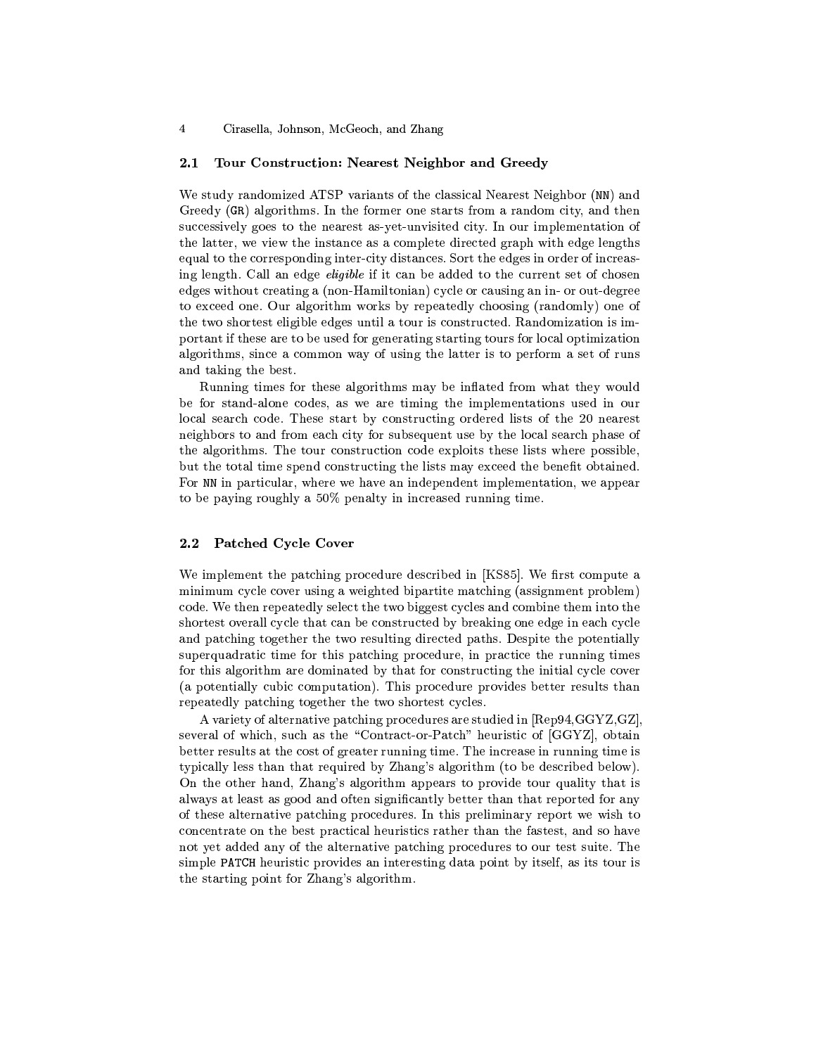### 2.1 Tour Construction: Nearest Neighbor and Greedy

We study randomized ATSP variants of the classical Nearest Neighbor (NN) and Greedy (GR) algorithms. In the former one starts from a random city, and then successively goes to the nearest as-yet-unvisited city. In our implementation of the latter, we view the instance as a complete directed graph with edge lengths equal to the corresponding inter-city distances. Sort the edges in order of increasing length. Call an edge *eligible* if it can be added to the current set of chosen edges without creating a (non-Hamiltonian) cycle or causing an in- or out-degree to exceed one. Our algorithm works by repeatedly choosing (randomly) one of the two shortest eligible edges until a tour is constructed. Randomization is important if these are to be used for generating starting tours for local optimization algorithms, since a common way of using the latter is to perform a set of runs and taking the best.

Running times for these algorithms may be inflated from what they would be for stand-alone codes, as we are timing the implementations used in our local search code. These start by constructing ordered lists of the 20 nearest neighbors to and from each city for subsequent use by the local search phase of the algorithms. The tour construction code exploits these lists where possible, but the total time spend constructing the lists may exceed the benefit obtained. For NN in particular, where we have an independent implementation, we appear to be paying roughly a 50% penalty in increased running time.

### 2.2 Patched Cycle Cover

We implement the patching procedure described in [KS85]. We first compute a minimum cycle cover using a weighted bipartite matching (assignment problem) code. We then repeatedly select the two biggest cycles and combine them into the shortest overall cycle that can be constructed by breaking one edge in each cycle and patching together the two resulting directed paths. Despite the potentially superquadratic time for this patching procedure, in practice the running times for this algorithm are dominated by that for constructing the initial cycle cover (a potentially cubic computation). This procedure provides better results than repeatedly patching together the two shortest cycles.

A variety of alternative patching procedures are studied in [Rep94,GGYZ,GZ], several of which, such as the "Contract-or-Patch" heuristic of [GGYZ], obtain better results at the cost of greater running time. The increase in running time is typically less than that required by Zhang's algorithm (to be described below). On the other hand, Zhang's algorithm appears to provide tour quality that is always at least as good and often significantly better than that reported for any of these alternative patching procedures. In this preliminary report we wish to concentrate on the best practical heuristics rather than the fastest, and so have not yet added any of the alternative patching procedures to our test suite. The simple PATCH heuristic provides an interesting data point by itself, as its tour is the starting point for Zhang's algorithm.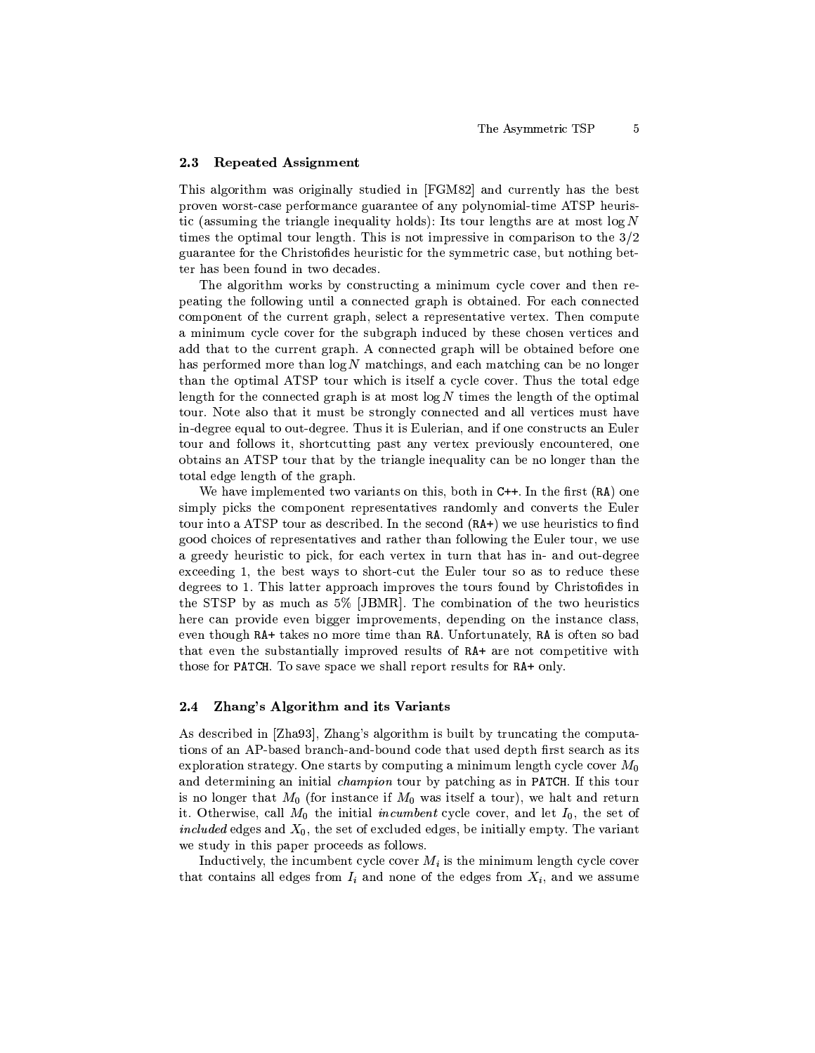### 2.3 Repeated Assignment

This algorithm was originally studied in [FGM82] and currently has the best proven worst-case performance guarantee of any polynomial-time ATSP heuristic (assuming the triangle inequality holds): Its tour lengths are at most $\log N$ times the optimal tour length. This is not impressive in comparison to the $3/2$ guarantee for the Christofides heuristic for the symmetric case, but nothing better has been found in two decades.

The algorithm works by constructing a minimum cycle cover and then repeating the following until a connected graph is obtained. For each connected component of the current graph, select a representative vertex. Then compute a minimum cycle cover for the subgraph induced by these chosen vertices and add that to the current graph. A connected graph will be obtained before one has performed more than $\log N$ matchings, and each matching can be no longer than the optimal ATSP tour which is itself a cycle cover. Thus the total edge length for the connected graph is at most $\log N$ times the length of the optimal tour. Note also that it must be strongly connected and all vertices must have in-degree equal to out-degree. Thus it is Eulerian, and if one constructs an Euler tour and follows it, shortcutting past any vertex previously encountered, one obtains an ATSP tour that by the triangle inequality can be no longer than the total edge length of the graph.

We have implemented two variants on this, both in `C++`. In the first (`RA`) one simply picks the component representatives randomly and converts the Euler tour into a ATSP tour as described. In the second (`RA+`) we use heuristics to find good choices of representatives and rather than following the Euler tour, we use a greedy heuristic to pick, for each vertex in turn that has in- and out-degree exceeding 1, the best ways to short-cut the Euler tour so as to reduce these degrees to 1. This latter approach improves the tours found by Christofides in the STSP by as much as 5% [JBMR]. The combination of the two heuristics here can provide even bigger improvements, depending on the instance class, even though `RA+` takes no more time than `RA`. Unfortunately, `RA` is often so bad that even the substantially improved results of `RA+` are not competitive with those for `PATCH`. To save space we shall report results for `RA+` only.

### 2.4 Zhang's Algorithm and its Variants

As described in [Zha93], Zhang's algorithm is built by truncating the computations of an AP-based branch-and-bound code that used depth first search as its exploration strategy. One starts by computing a minimum length cycle cover $M_0$ and determining an initial *champion* tour by patching as in `PATCH`. If this tour is no longer that $M_0$ (for instance if $M_0$ was itself a tour), we halt and return it. Otherwise, call $M_0$ the initial *incumbent* cycle cover, and let $I_0$, the set of *included* edges and $X_0$, the set of excluded edges, be initially empty. The variant we study in this paper proceeds as follows.

Inductively, the incumbent cycle cover $M_i$ is the minimum length cycle cover that contains all edges from $I_i$ and none of the edges from $X_i$, and we assume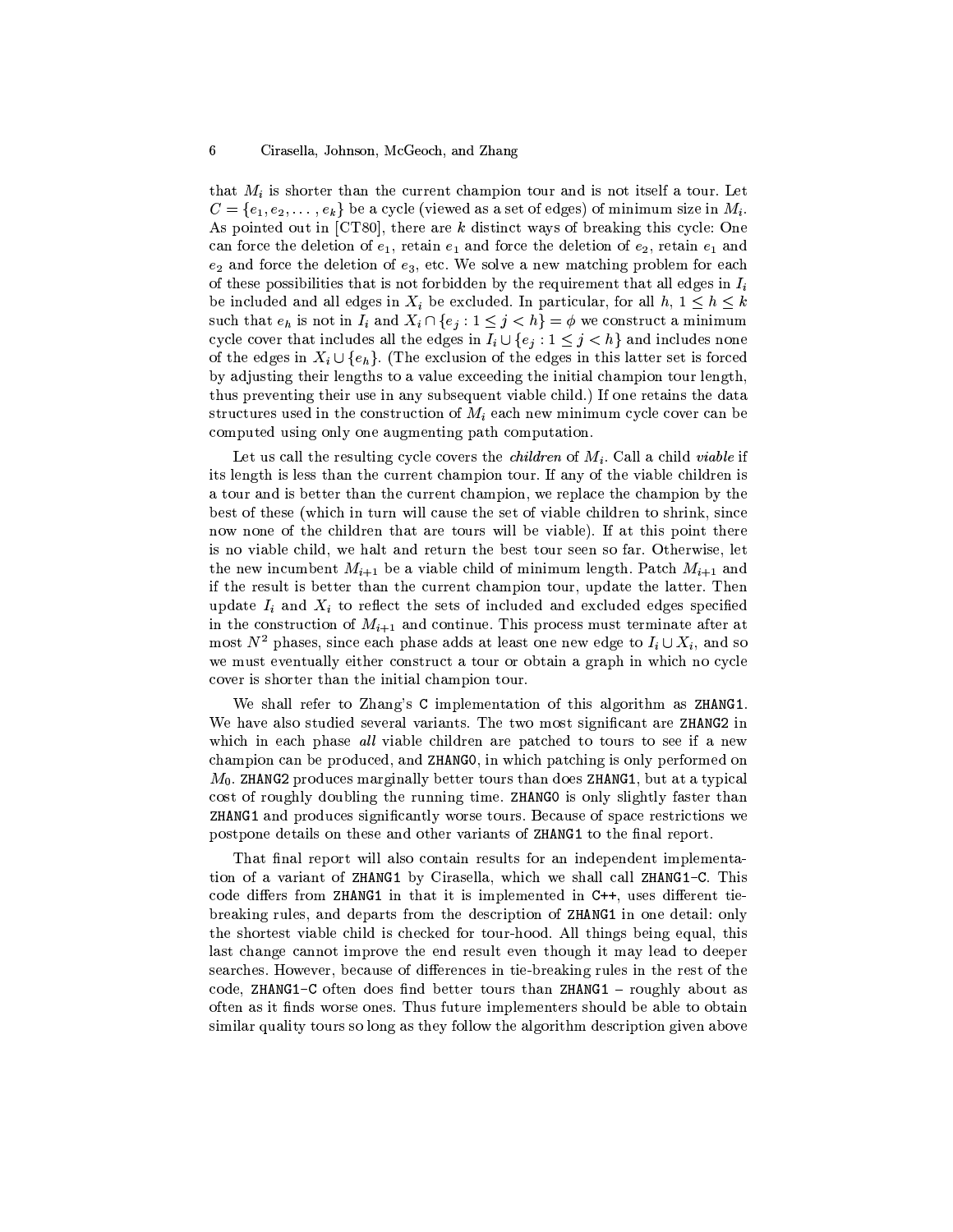that $M_i$ is shorter than the current champion tour and is not itself a tour. Let $C = \{e_1, e_2, \ldots, e_k\}$ be a cycle (viewed as a set of edges) of minimum size in $M_i$. As pointed out in [CT80], there are $k$ distinct ways of breaking this cycle: One can force the deletion of $e_1$, retain $e_1$ and force the deletion of $e_2$, retain $e_1$ and $e_2$ and force the deletion of $e_3$, etc. We solve a new matching problem for each of these possibilities that is not forbidden by the requirement that all edges in $I_i$ be included and all edges in $X_i$ be excluded. In particular, for all $h$, $1 \leq h \leq k$ such that $e_h$ is not in $I_i$ and $X_i \cap \{e_j : 1 \leq j < h\} = \phi$ we construct a minimum cycle cover that includes all the edges in $I_i \cup \{e_j : 1 \leq j < h\}$ and includes none of the edges in $X_i \cup \{e_h\}$. (The exclusion of the edges in this latter set is forced by adjusting their lengths to a value exceeding the initial champion tour length, thus preventing their use in any subsequent viable child.) If one retains the data structures used in the construction of $M_i$ each new minimum cycle cover can be computed using only one augmenting path computation.

Let us call the resulting cycle covers the *children* of $M_i$. Call a child *viable* if its length is less than the current champion tour. If any of the viable children is a tour and is better than the current champion, we replace the champion by the best of these (which in turn will cause the set of viable children to shrink, since now none of the children that are tours will be viable). If at this point there is no viable child, we halt and return the best tour seen so far. Otherwise, let the new incumbent $M_{i+1}$ be a viable child of minimum length. Patch $M_{i+1}$ and if the result is better than the current champion tour, update the latter. Then update $I_i$ and $X_i$ to reflect the sets of included and excluded edges specified in the construction of $M_{i+1}$ and continue. This process must terminate after at most $N^2$ phases, since each phase adds at least one new edge to $I_i \cup X_i$, and so we must eventually either construct a tour or obtain a graph in which no cycle cover is shorter than the initial champion tour.

We shall refer to Zhang's `C` implementation of this algorithm as `ZHANG1`. We have also studied several variants. The two most significant are `ZHANG2` in which in each phase *all* viable children are patched to tours to see if a new champion can be produced, and `ZHANG0`, in which patching is only performed on $M_0$. `ZHANG2` produces marginally better tours than does `ZHANG1`, but at a typical cost of roughly doubling the running time. `ZHANG0` is only slightly faster than `ZHANG1` and produces significantly worse tours. Because of space restrictions we postpone details on these and other variants of `ZHANG1` to the final report.

That final report will also contain results for an independent implementation of a variant of `ZHANG1` by Cirasella, which we shall call `ZHANG1-C`. This code differs from `ZHANG1` in that it is implemented in `C++`, uses different tie-breaking rules, and departs from the description of `ZHANG1` in one detail: only the shortest viable child is checked for tour-hood. All things being equal, this last change cannot improve the end result even though it may lead to deeper searches. However, because of differences in tie-breaking rules in the rest of the code, `ZHANG1-C` often does find better tours than `ZHANG1` – roughly about as often as it finds worse ones. Thus future implementers should be able to obtain similar quality tours so long as they follow the algorithm description given above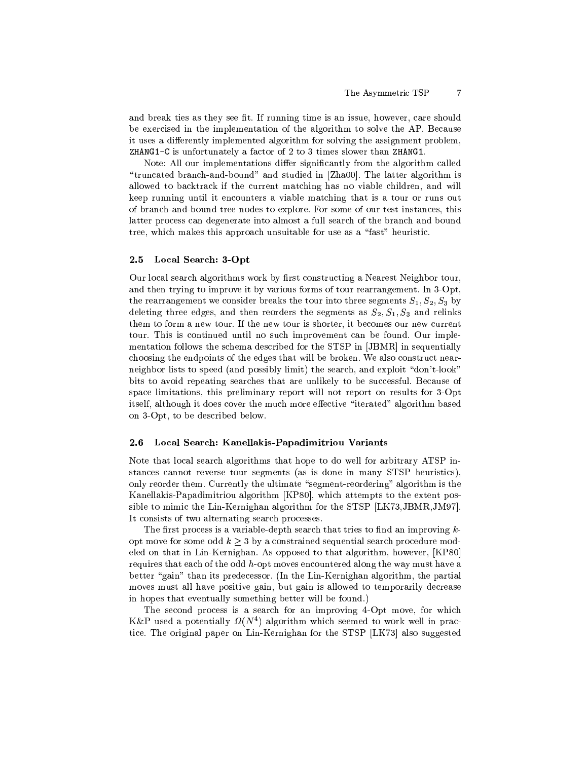and break ties as they see fit. If running time is an issue, however, care should be exercised in the implementation of the algorithm to solve the AP. Because it uses a differently implemented algorithm for solving the assignment problem, `ZHANG1-C` is unfortunately a factor of 2 to 3 times slower than `ZHANG1`.

Note: All our implementations differ significantly from the algorithm called "truncated branch-and-bound" and studied in [Zha00]. The latter algorithm is allowed to backtrack if the current matching has no viable children, and will keep running until it encounters a viable matching that is a tour or runs out of branch-and-bound tree nodes to explore. For some of our test instances, this latter process can degenerate into almost a full search of the branch and bound tree, which makes this approach unsuitable for use as a "fast" heuristic.

### 2.5 Local Search: 3-Opt

Our local search algorithms work by first constructing a Nearest Neighbor tour, and then trying to improve it by various forms of tour rearrangement. In 3-Opt, the rearrangement we consider breaks the tour into three segments $S_1, S_2, S_3$ by deleting three edges, and then reorders the segments as $S_2, S_1, S_3$ and relinks them to form a new tour. If the new tour is shorter, it becomes our new current tour. This is continued until no such improvement can be found. Our implementation follows the schema described for the STSP in [JBMR] in sequentially choosing the endpoints of the edges that will be broken. We also construct near-neighbor lists to speed (and possibly limit) the search, and exploit "don't-look" bits to avoid repeating searches that are unlikely to be successful. Because of space limitations, this preliminary report will not report on results for 3-Opt itself, although it does cover the much more effective "iterated" algorithm based on 3-Opt, to be described below.

### 2.6 Local Search: Kanellakis-Papadimitriou Variants

Note that local search algorithms that hope to do well for arbitrary ATSP instances cannot reverse tour segments (as is done in many STSP heuristics), only reorder them. Currently the ultimate "segment-reordering" algorithm is the Kanellakis-Papadimitriou algorithm [KP80], which attempts to the extent possible to mimic the Lin-Kernighan algorithm for the STSP [LK73,JBMR,JM97]. It consists of two alternating search processes.

The first process is a variable-depth search that tries to find an improving $k$-opt move for some odd $k \geq 3$ by a constrained sequential search procedure modeled on that in Lin-Kernighan. As opposed to that algorithm, however, [KP80] requires that each of the odd $h$-opt moves encountered along the way must have a better "gain" than its predecessor. (In the Lin-Kernighan algorithm, the partial moves must all have positive gain, but gain is allowed to temporarily decrease in hopes that eventually something better will be found.)

The second process is a search for an improving 4-Opt move, for which K&P used a potentially $\Omega(N^4)$ algorithm which seemed to work well in practice. The original paper on Lin-Kernighan for the STSP [LK73] also suggested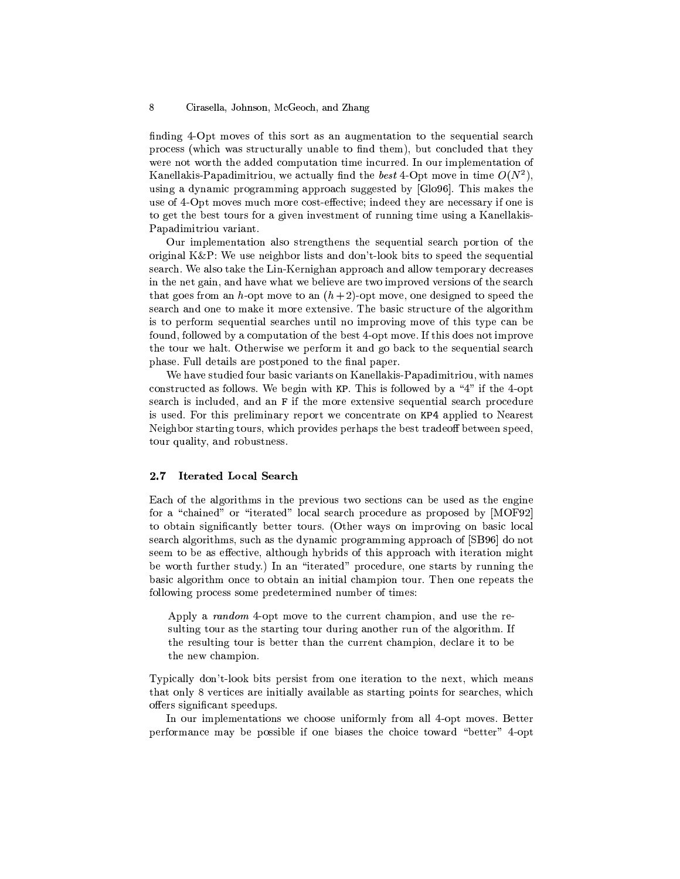finding 4-Opt moves of this sort as an augmentation to the sequential search process (which was structurally unable to find them), but concluded that they were not worth the added computation time incurred. In our implementation of Kanellakis-Papadimitriou, we actually find the *best* 4-Opt move in time $O(N^2)$, using a dynamic programming approach suggested by [Glo96]. This makes the use of 4-Opt moves much more cost-effective; indeed they are necessary if one is to get the best tours for a given investment of running time using a Kanellakis-Papadimitriou variant.

Our implementation also strengthens the sequential search portion of the original K&P: We use neighbor lists and don't-look bits to speed the sequential search. We also take the Lin-Kernighan approach and allow temporary decreases in the net gain, and have what we believe are two improved versions of the search that goes from an $h$-opt move to an $(h+2)$-opt move, one designed to speed the search and one to make it more extensive. The basic structure of the algorithm is to perform sequential searches until no improving move of this type can be found, followed by a computation of the best 4-opt move. If this does not improve the tour we halt. Otherwise we perform it and go back to the sequential search phase. Full details are postponed to the final paper.

We have studied four basic variants on Kanellakis-Papadimitriou, with names constructed as follows. We begin with `KP`. This is followed by a "4" if the 4-opt search is included, and an `F` if the more extensive sequential search procedure is used. For this preliminary report we concentrate on `KP4` applied to Nearest Neighbor starting tours, which provides perhaps the best tradeoff between speed, tour quality, and robustness.

### 2.7 Iterated Local Search

Each of the algorithms in the previous two sections can be used as the engine for a "chained" or "iterated" local search procedure as proposed by [MOF92] to obtain significantly better tours. (Other ways on improving on basic local search algorithms, such as the dynamic programming approach of [SB96] do not seem to be as effective, although hybrids of this approach with iteration might be worth further study.) In an "iterated" procedure, one starts by running the basic algorithm once to obtain an initial champion tour. Then one repeats the following process some predetermined number of times:

> Apply a *random* 4-opt move to the current champion, and use the resulting tour as the starting tour during another run of the algorithm. If the resulting tour is better than the current champion, declare it to be the new champion.

Typically don't-look bits persist from one iteration to the next, which means that only 8 vertices are initially available as starting points for searches, which offers significant speedups.

In our implementations we choose uniformly from all 4-opt moves. Better performance may be possible if one biases the choice toward "better" 4-opt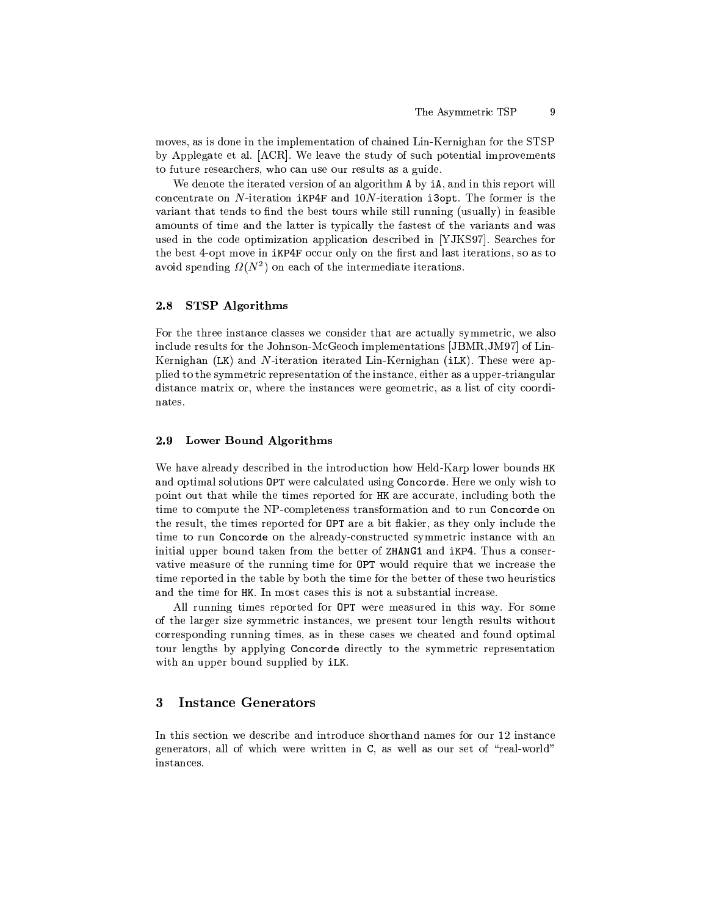moves, as is done in the implementation of chained Lin-Kernighan for the STSP by Applegate et al. [ACR]. We leave the study of such potential improvements to future researchers, who can use our results as a guide.

We denote the iterated version of an algorithm `A` by `iA`, and in this report will concentrate on $N$-iteration `iKP4F` and $10N$-iteration `i3opt`. The former is the variant that tends to find the best tours while still running (usually) in feasible amounts of time and the latter is typically the fastest of the variants and was used in the code optimization application described in [YJKS97]. Searches for the best 4-opt move in `iKP4F` occur only on the first and last iterations, so as to avoid spending $\Omega(N^2)$ on each of the intermediate iterations.

### 2.8 STSP Algorithms

For the three instance classes we consider that are actually symmetric, we also include results for the Johnson-McGeoch implementations [JBMR,JM97] of Lin-Kernighan (`LK`) and $N$-iteration iterated Lin-Kernighan (`iLK`). These were applied to the symmetric representation of the instance, either as a upper-triangular distance matrix or, where the instances were geometric, as a list of city coordinates.

### 2.9 Lower Bound Algorithms

We have already described in the introduction how Held-Karp lower bounds `HK` and optimal solutions `OPT` were calculated using `Concorde`. Here we only wish to point out that while the times reported for `HK` are accurate, including both the time to compute the NP-completeness transformation and to run `Concorde` on the result, the times reported for `OPT` are a bit flakier, as they only include the time to run `Concorde` on the already-constructed symmetric instance with an initial upper bound taken from the better of `ZHANG1` and `iKP4`. Thus a conservative measure of the running time for `OPT` would require that we increase the time reported in the table by both the time for the better of these two heuristics and the time for `HK`. In most cases this is not a substantial increase.

All running times reported for `OPT` were measured in this way. For some of the larger size symmetric instances, we present tour length results without corresponding running times, as in these cases we cheated and found optimal tour lengths by applying `Concorde` directly to the symmetric representation with an upper bound supplied by `iLK`.

## 3 Instance Generators

In this section we describe and introduce shorthand names for our 12 instance generators, all of which were written in `C`, as well as our set of "real-world" instances.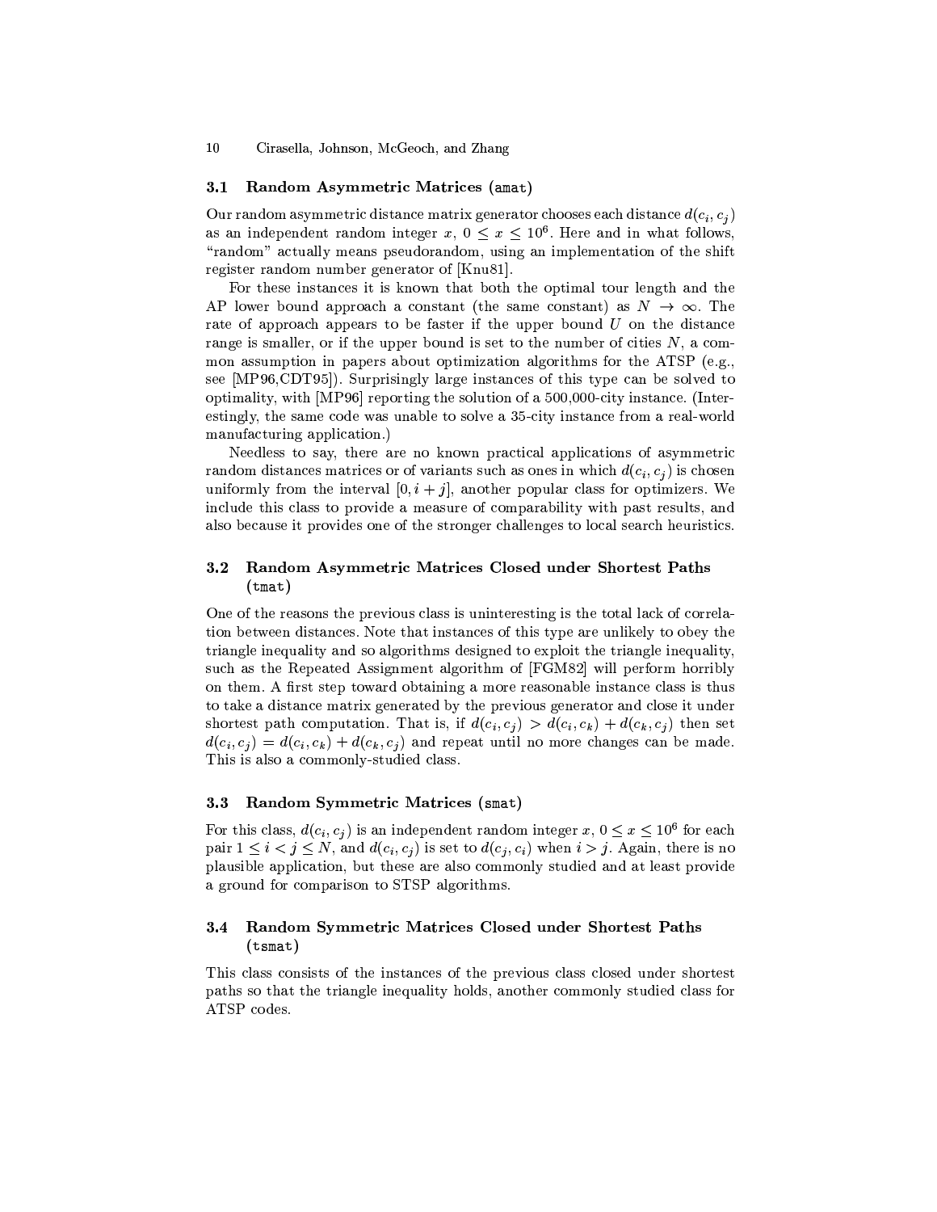### 3.1 Random Asymmetric Matrices (amat)

Our random asymmetric distance matrix generator chooses each distance $d(c_i, c_j)$ as an independent random integer $x$, $0 \le x \le 10^6$. Here and in what follows, "random" actually means pseudorandom, using an implementation of the shift register random number generator of [Knu81].

For these instances it is known that both the optimal tour length and the AP lower bound approach a constant (the same constant) as $N \to \infty$. The rate of approach appears to be faster if the upper bound $U$ on the distance range is smaller, or if the upper bound is set to the number of cities $N$, a common assumption in papers about optimization algorithms for the ATSP (e.g., see [MP96,CDT95]). Surprisingly large instances of this type can be solved to optimality, with [MP96] reporting the solution of a 500,000-city instance. (Interestingly, the same code was unable to solve a 35-city instance from a real-world manufacturing application.)

Needless to say, there are no known practical applications of asymmetric random distances matrices or of variants such as ones in which $d(c_i, c_j)$ is chosen uniformly from the interval $[0, i+j]$, another popular class for optimizers. We include this class to provide a measure of comparability with past results, and also because it provides one of the stronger challenges to local search heuristics.

### 3.2 Random Asymmetric Matrices Closed under Shortest Paths (tmat)

One of the reasons the previous class is uninteresting is the total lack of correlation between distances. Note that instances of this type are unlikely to obey the triangle inequality and so algorithms designed to exploit the triangle inequality, such as the Repeated Assignment algorithm of [FGM82] will perform horribly on them. A first step toward obtaining a more reasonable instance class is thus to take a distance matrix generated by the previous generator and close it under shortest path computation. That is, if $d(c_i, c_j) > d(c_i, c_k) + d(c_k, c_j)$ then set $d(c_i, c_j) = d(c_i, c_k) + d(c_k, c_j)$ and repeat until no more changes can be made. This is also a commonly-studied class.

### 3.3 Random Symmetric Matrices (smat)

For this class, $d(c_i, c_j)$ is an independent random integer $x$, $0 \le x \le 10^6$ for each pair $1 \le i < j \le N$, and $d(c_i, c_j)$ is set to $d(c_j, c_i)$ when $i > j$. Again, there is no plausible application, but these are also commonly studied and at least provide a ground for comparison to STSP algorithms.

### 3.4 Random Symmetric Matrices Closed under Shortest Paths (tsmat)

This class consists of the instances of the previous class closed under shortest paths so that the triangle inequality holds, another commonly studied class for ATSP codes.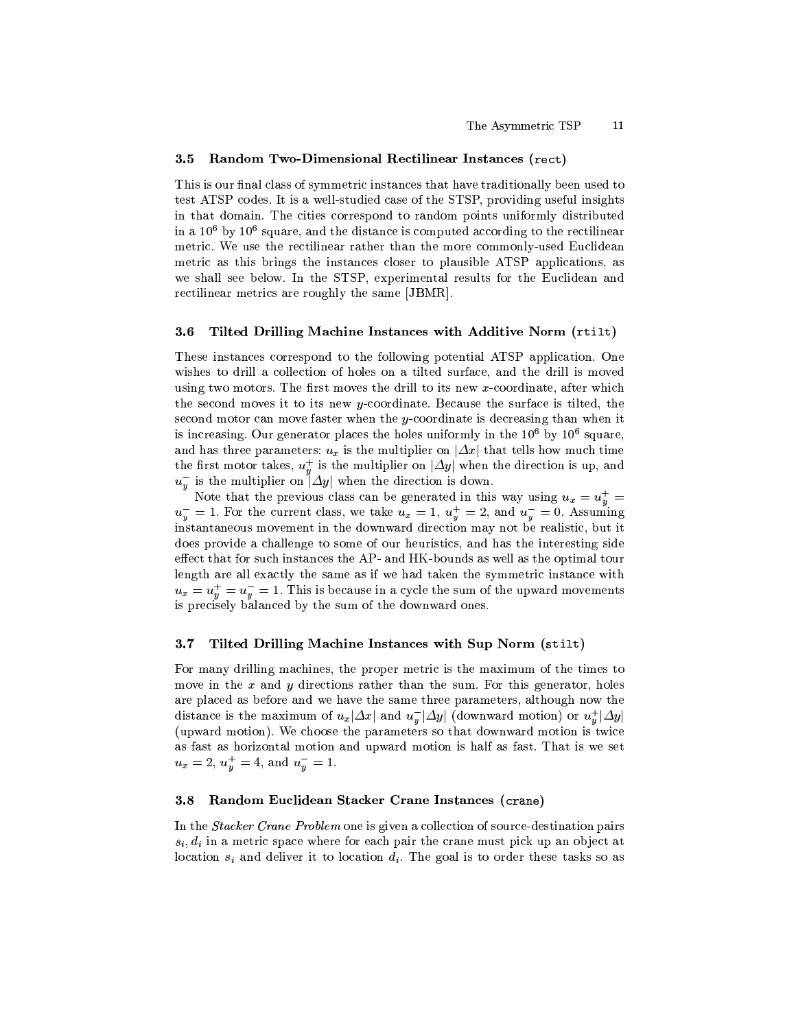### 3.5 Random Two-Dimensional Rectilinear Instances (`rect`)

This is our final class of symmetric instances that have traditionally been used to test ATSP codes. It is a well-studied case of the STSP, providing useful insights in that domain. The cities correspond to random points uniformly distributed in a $10^6$ by $10^6$ square, and the distance is computed according to the rectilinear metric. We use the rectilinear rather than the more commonly-used Euclidean metric as this brings the instances closer to plausible ATSP applications, as we shall see below. In the STSP, experimental results for the Euclidean and rectilinear metrics are roughly the same [JBMR].

### 3.6 Tilted Drilling Machine Instances with Additive Norm (`rtilt`)

These instances correspond to the following potential ATSP application. One wishes to drill a collection of holes on a tilted surface, and the drill is moved using two motors. The first moves the drill to its new $x$-coordinate, after which the second moves it to its new $y$-coordinate. Because the surface is tilted, the second motor can move faster when the $y$-coordinate is decreasing than when it is increasing. Our generator places the holes uniformly in the $10^6$ by $10^6$ square, and has three parameters: $u_x$ is the multiplier on $|\Delta x|$ that tells how much time the first motor takes, $u_y^+$ is the multiplier on $|\Delta y|$ when the direction is up, and $u_y^-$ is the multiplier on $|\Delta y|$ when the direction is down.

Note that the previous class can be generated in this way using $u_x = u_y^+ = u_y^- = 1$. For the current class, we take $u_x = 1$, $u_y^+ = 2$, and $u_y^- = 0$. Assuming instantaneous movement in the downward direction may not be realistic, but it does provide a challenge to some of our heuristics, and has the interesting side effect that for such instances the AP- and HK-bounds as well as the optimal tour length are all exactly the same as if we had taken the symmetric instance with $u_x = u_y^+ = u_y^- = 1$. This is because in a cycle the sum of the upward movements is precisely balanced by the sum of the downward ones.

### 3.7 Tilted Drilling Machine Instances with Sup Norm (`stilt`)

For many drilling machines, the proper metric is the maximum of the times to move in the $x$ and $y$ directions rather than the sum. For this generator, holes are placed as before and we have the same three parameters, although now the distance is the maximum of $u_x|\Delta x|$ and $u_y^-|\Delta y|$ (downward motion) or $u_y^+|\Delta y|$ (upward motion). We choose the parameters so that downward motion is twice as fast as horizontal motion and upward motion is half as fast. That is we set $u_x = 2$, $u_y^+ = 4$, and $u_y^- = 1$.

### 3.8 Random Euclidean Stacker Crane Instances (`crane`)

In the *Stacker Crane Problem* one is given a collection of source-destination pairs $s_i, d_i$ in a metric space where for each pair the crane must pick up an object at location $s_i$ and deliver it to location $d_i$. The goal is to order these tasks so as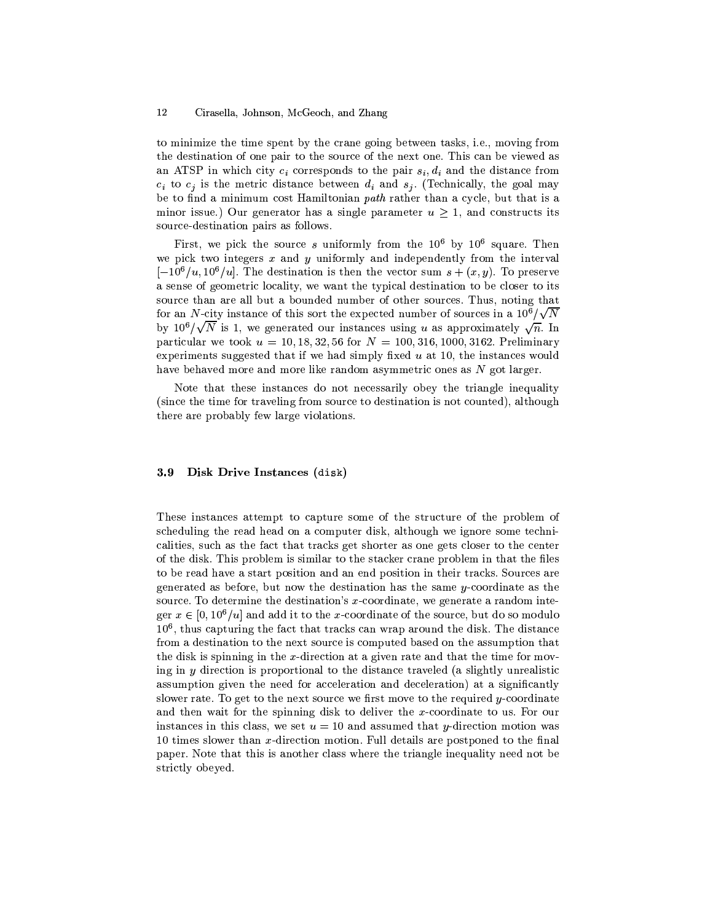to minimize the time spent by the crane going between tasks, i.e., moving from the destination of one pair to the source of the next one. This can be viewed as an ATSP in which city $c_i$ corresponds to the pair $s_i, d_i$ and the distance from $c_i$ to $c_j$ is the metric distance between $d_i$ and $s_j$. (Technically, the goal may be to find a minimum cost Hamiltonian *path* rather than a cycle, but that is a minor issue.) Our generator has a single parameter $u \geq 1$, and constructs its source-destination pairs as follows.

First, we pick the source $s$ uniformly from the $10^6$ by $10^6$ square. Then we pick two integers $x$ and $y$ uniformly and independently from the interval $[-10^6/u, 10^6/u]$. The destination is then the vector sum $s + (x, y)$. To preserve a sense of geometric locality, we want the typical destination to be closer to its source than are all but a bounded number of other sources. Thus, noting that for an $N$-city instance of this sort the expected number of sources in a $10^6/\sqrt{N}$ by $10^6/\sqrt{N}$ is 1, we generated our instances using $u$ as approximately $\sqrt{n}$. In particular we took $u = 10, 18, 32, 56$ for $N = 100, 316, 1000, 3162$. Preliminary experiments suggested that if we had simply fixed $u$ at 10, the instances would have behaved more and more like random asymmetric ones as $N$ got larger.

Note that these instances do not necessarily obey the triangle inequality (since the time for traveling from source to destination is not counted), although there are probably few large violations.

### 3.9 Disk Drive Instances (`disk`)

These instances attempt to capture some of the structure of the problem of scheduling the read head on a computer disk, although we ignore some technicalities, such as the fact that tracks get shorter as one gets closer to the center of the disk. This problem is similar to the stacker crane problem in that the files to be read have a start position and an end position in their tracks. Sources are generated as before, but now the destination has the same $y$-coordinate as the source. To determine the destination's $x$-coordinate, we generate a random integer $x \in [0, 10^6/u]$ and add it to the $x$-coordinate of the source, but do so modulo $10^6$, thus capturing the fact that tracks can wrap around the disk. The distance from a destination to the next source is computed based on the assumption that the disk is spinning in the $x$-direction at a given rate and that the time for moving in $y$ direction is proportional to the distance traveled (a slightly unrealistic assumption given the need for acceleration and deceleration) at a significantly slower rate. To get to the next source we first move to the required $y$-coordinate and then wait for the spinning disk to deliver the $x$-coordinate to us. For our instances in this class, we set $u = 10$ and assumed that $y$-direction motion was 10 times slower than $x$-direction motion. Full details are postponed to the final paper. Note that this is another class where the triangle inequality need not be strictly obeyed.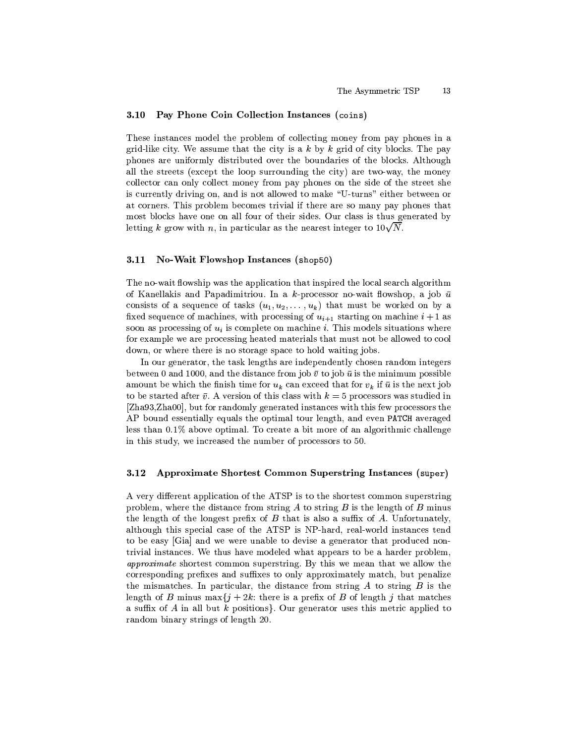### 3.10 Pay Phone Coin Collection Instances (coins)

These instances model the problem of collecting money from pay phones in a grid-like city. We assume that the city is a $k$ by $k$ grid of city blocks. The pay phones are uniformly distributed over the boundaries of the blocks. Although all the streets (except the loop surrounding the city) are two-way, the money collector can only collect money from pay phones on the side of the street she is currently driving on, and is not allowed to make "U-turns" either between or at corners. This problem becomes trivial if there are so many pay phones that most blocks have one on all four of their sides. Our class is thus generated by letting $k$ grow with $n$, in particular as the nearest integer to $10\sqrt{N}$.

### 3.11 No-Wait Flowshop Instances (shop50)

The no-wait flowship was the application that inspired the local search algorithm of Kanellakis and Papadimitriou. In a $k$-processor no-wait flowshop, a job $\bar{u}$ consists of a sequence of tasks $(u_1, u_2, \ldots, u_k)$ that must be worked on by a fixed sequence of machines, with processing of $u_{i+1}$ starting on machine $i+1$ as soon as processing of $u_i$ is complete on machine $i$. This models situations where for example we are processing heated materials that must not be allowed to cool down, or where there is no storage space to hold waiting jobs.

In our generator, the task lengths are independently chosen random integers between 0 and 1000, and the distance from job $\bar{v}$ to job $\bar{u}$ is the minimum possible amount be which the finish time for $u_k$ can exceed that for $v_k$ if $\bar{u}$ is the next job to be started after $\bar{v}$. A version of this class with $k=5$ processors was studied in [Zha93,Zha00], but for randomly generated instances with this few processors the AP bound essentially equals the optimal tour length, and even PATCH averaged less than 0.1% above optimal. To create a bit more of an algorithmic challenge in this study, we increased the number of processors to 50.

### 3.12 Approximate Shortest Common Superstring Instances (super)

A very different application of the ATSP is to the shortest common superstring problem, where the distance from string $A$ to string $B$ is the length of $B$ minus the length of the longest prefix of $B$ that is also a suffix of $A$. Unfortunately, although this special case of the ATSP is NP-hard, real-world instances tend to be easy [Gia] and we were unable to devise a generator that produced non-trivial instances. We thus have modeled what appears to be a harder problem, *approximate* shortest common superstring. By this we mean that we allow the corresponding prefixes and suffixes to only approximately match, but penalize the mismatches. In particular, the distance from string $A$ to string $B$ is the length of $B$ minus $\max\{j+2k$: there is a prefix of $B$ of length $j$ that matches a suffix of $A$ in all but $k$ positions$\}$. Our generator uses this metric applied to random binary strings of length 20.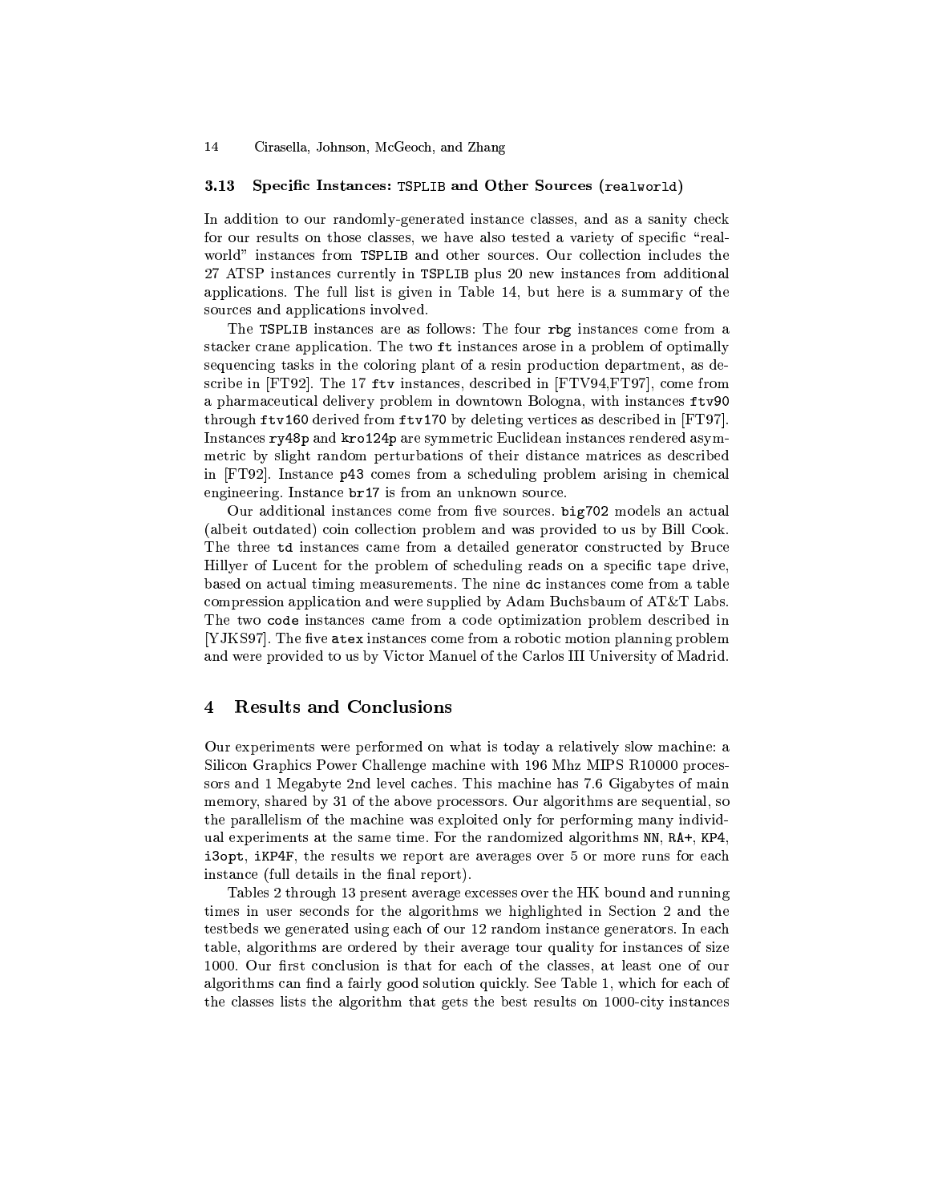### 3.13 Specific Instances: `TSPLIB` and Other Sources (`realworld`)

In addition to our randomly-generated instance classes, and as a sanity check for our results on those classes, we have also tested a variety of specific "real-world" instances from `TSPLIB` and other sources. Our collection includes the 27 ATSP instances currently in `TSPLIB` plus 20 new instances from additional applications. The full list is given in Table 14, but here is a summary of the sources and applications involved.

The `TSPLIB` instances are as follows: The four `rbg` instances come from a stacker crane application. The two `ft` instances arose in a problem of optimally sequencing tasks in the coloring plant of a resin production department, as describe in [FT92]. The 17 `ftv` instances, described in [FTV94,FT97], come from a pharmaceutical delivery problem in downtown Bologna, with instances `ftv90` through `ftv160` derived from `ftv170` by deleting vertices as described in [FT97]. Instances `ry48p` and `kro124p` are symmetric Euclidean instances rendered asymmetric by slight random perturbations of their distance matrices as described in [FT92]. Instance `p43` comes from a scheduling problem arising in chemical engineering. Instance `br17` is from an unknown source.

Our additional instances come from five sources. `big702` models an actual (albeit outdated) coin collection problem and was provided to us by Bill Cook. The three `td` instances came from a detailed generator constructed by Bruce Hillyer of Lucent for the problem of scheduling reads on a specific tape drive, based on actual timing measurements. The nine `dc` instances come from a table compression application and were supplied by Adam Buchsbaum of AT&T Labs. The two `code` instances came from a code optimization problem described in [YJKS97]. The five `atex` instances come from a robotic motion planning problem and were provided to us by Victor Manuel of the Carlos III University of Madrid.

## 4 Results and Conclusions

Our experiments were performed on what is today a relatively slow machine: a Silicon Graphics Power Challenge machine with 196 Mhz MIPS R10000 processors and 1 Megabyte 2nd level caches. This machine has 7.6 Gigabytes of main memory, shared by 31 of the above processors. Our algorithms are sequential, so the parallelism of the machine was exploited only for performing many individual experiments at the same time. For the randomized algorithms `NN`, `RA+`, `KP4`, `i3opt`, `iKP4F`, the results we report are averages over 5 or more runs for each instance (full details in the final report).

Tables 2 through 13 present average excesses over the HK bound and running times in user seconds for the algorithms we highlighted in Section 2 and the testbeds we generated using each of our 12 random instance generators. In each table, algorithms are ordered by their average tour quality for instances of size 1000. Our first conclusion is that for each of the classes, at least one of our algorithms can find a fairly good solution quickly. See Table 1, which for each of the classes lists the algorithm that gets the best results on 1000-city instances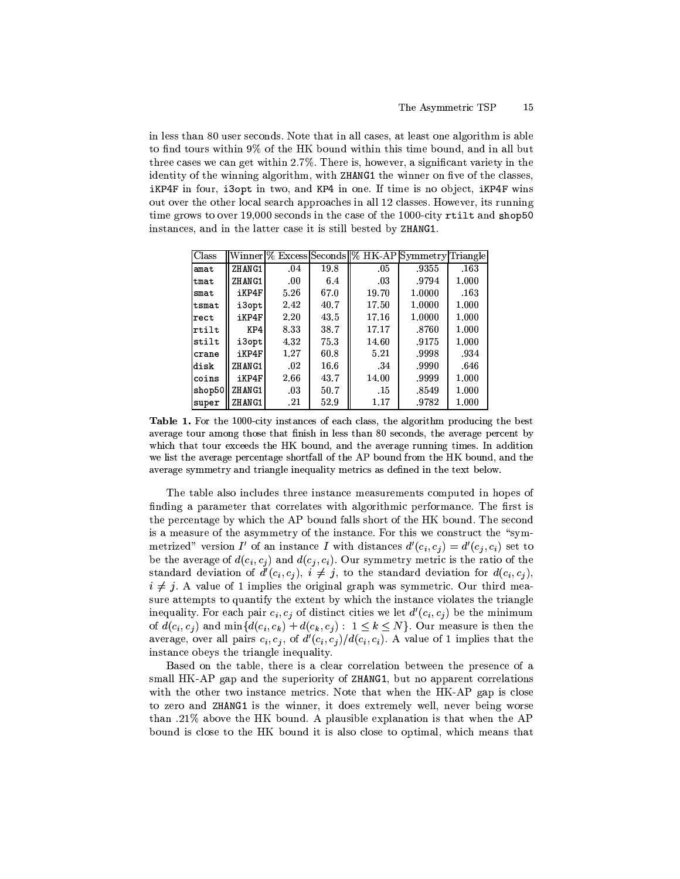in less than 80 user seconds. Note that in all cases, at least one algorithm is able to find tours within 9% of the HK bound within this time bound, and in all but three cases we can get within 2.7%. There is, however, a significant variety in the identity of the winning algorithm, with ZHANG1 the winner on five of the classes, iKP4F in four, i3opt in two, and KP4 in one. If time is no object, iKP4F wins out over the other local search approaches in all 12 classes. However, its running time grows to over 19,000 seconds in the case of the 1000-city rtilt and shop50 instances, and in the latter case it is still bested by ZHANG1.

| Class | Winner | % Excess | Seconds | % HK-AP | Symmetry | Triangle |
|---|---|---|---|---|---|---|
| amat | ZHANG1 | .04 | 19.8 | .05 | .9355 | .163 |
| tmat | ZHANG1 | .00 | 6.4 | .03 | .9794 | 1.000 |
| smat | iKP4F | 5.26 | 67.0 | 19.70 | 1.0000 | .163 |
| tsmat | i3opt | 2.42 | 40.7 | 17.50 | 1.0000 | 1.000 |
| rect | iKP4F | 2.20 | 43.5 | 17.16 | 1.0000 | 1.000 |
| rtilt | KP4 | 8.33 | 38.7 | 17.17 | .8760 | 1.000 |
| stilt | i3opt | 4.32 | 75.3 | 14.60 | .9175 | 1.000 |
| crane | iKP4F | 1.27 | 60.8 | 5.21 | .9998 | .934 |
| disk | ZHANG1 | .02 | 16.6 | .34 | .9990 | .646 |
| coins | iKP4F | 2.66 | 43.7 | 14.00 | .9999 | 1.000 |
| shop50 | ZHANG1 | .03 | 50.7 | .15 | .8549 | 1.000 |
| super | ZHANG1 | .21 | 52.9 | 1.17 | .9782 | 1.000 |

**Table 1.** For the 1000-city instances of each class, the algorithm producing the best average tour among those that finish in less than 80 seconds, the average percent by which that tour exceeds the HK bound, and the average running times. In addition we list the average percentage shortfall of the AP bound from the HK bound, and the average symmetry and triangle inequality metrics as defined in the text below.

The table also includes three instance measurements computed in hopes of finding a parameter that correlates with algorithmic performance. The first is the percentage by which the AP bound falls short of the HK bound. The second is a measure of the asymmetry of the instance. For this we construct the "symmetrized" version $I'$ of an instance $I$ with distances $d'(c_i, c_j) = d'(c_j, c_i)$ set to be the average of $d(c_i, c_j)$ and $d(c_j, c_i)$. Our symmetry metric is the ratio of the standard deviation of $d'(c_i, c_j)$, $i \neq j$, to the standard deviation for $d(c_i, c_j)$, $i \neq j$. A value of 1 implies the original graph was symmetric. Our third measure attempts to quantify the extent by which the instance violates the triangle inequality. For each pair $c_i, c_j$ of distinct cities we let $d'(c_i, c_j)$ be the minimum of $d(c_i, c_j)$ and $\min\{d(c_i, c_k) + d(c_k, c_j) : 1 \leq k \leq N\}$. Our measure is then the average, over all pairs $c_i, c_j$, of $d'(c_i, c_j)/d(c_i, c_i)$. A value of 1 implies that the instance obeys the triangle inequality.

Based on the table, there is a clear correlation between the presence of a small HK-AP gap and the superiority of ZHANG1, but no apparent correlations with the other two instance metrics. Note that when the HK-AP gap is close to zero and ZHANG1 is the winner, it does extremely well, never being worse than .21% above the HK bound. A plausible explanation is that when the AP bound is close to the HK bound it is also close to optimal, which means that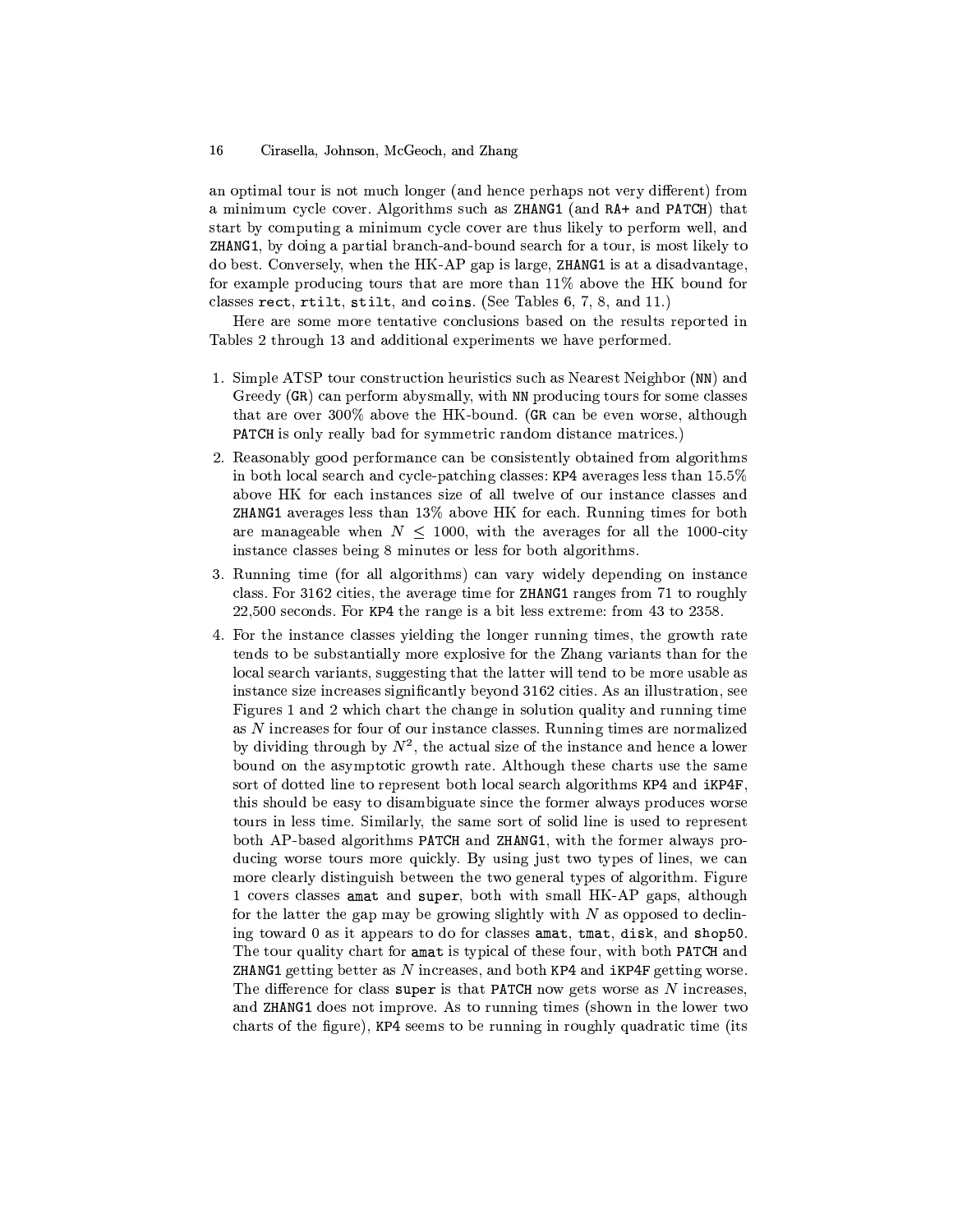an optimal tour is not much longer (and hence perhaps not very different) from a minimum cycle cover. Algorithms such as `ZHANG1` (and `RA+` and `PATCH`) that start by computing a minimum cycle cover are thus likely to perform well, and `ZHANG1`, by doing a partial branch-and-bound search for a tour, is most likely to do best. Conversely, when the HK-AP gap is large, `ZHANG1` is at a disadvantage, for example producing tours that are more than 11% above the HK bound for classes `rect`, `rtilt`, `stilt`, and `coins`. (See Tables 6, 7, 8, and 11.)

Here are some more tentative conclusions based on the results reported in Tables 2 through 13 and additional experiments we have performed.

1. Simple ATSP tour construction heuristics such as Nearest Neighbor (`NN`) and Greedy (`GR`) can perform abysmally, with `NN` producing tours for some classes that are over 300% above the HK-bound. (`GR` can be even worse, although `PATCH` is only really bad for symmetric random distance matrices.)
2. Reasonably good performance can be consistently obtained from algorithms in both local search and cycle-patching classes: `KP4` averages less than 15.5% above HK for each instances size of all twelve of our instance classes and `ZHANG1` averages less than 13% above HK for each. Running times for both are manageable when $N \leq 1000$, with the averages for all the 1000-city instance classes being 8 minutes or less for both algorithms.
3. Running time (for all algorithms) can vary widely depending on instance class. For 3162 cities, the average time for `ZHANG1` ranges from 71 to roughly 22,500 seconds. For `KP4` the range is a bit less extreme: from 43 to 2358.
4. For the instance classes yielding the longer running times, the growth rate tends to be substantially more explosive for the Zhang variants than for the local search variants, suggesting that the latter will tend to be more usable as instance size increases significantly beyond 3162 cities. As an illustration, see Figures 1 and 2 which chart the change in solution quality and running time as $N$ increases for four of our instance classes. Running times are normalized by dividing through by $N^2$, the actual size of the instance and hence a lower bound on the asymptotic growth rate. Although these charts use the same sort of dotted line to represent both local search algorithms `KP4` and `iKP4F`, this should be easy to disambiguate since the former always produces worse tours in less time. Similarly, the same sort of solid line is used to represent both AP-based algorithms `PATCH` and `ZHANG1`, with the former always producing worse tours more quickly. By using just two types of lines, we can more clearly distinguish between the two general types of algorithm. Figure 1 covers classes `amat` and `super`, both with small HK-AP gaps, although for the latter the gap may be growing slightly with $N$ as opposed to declining toward 0 as it appears to do for classes `amat`, `tmat`, `disk`, and `shop50`. The tour quality chart for `amat` is typical of these four, with both `PATCH` and `ZHANG1` getting better as $N$ increases, and both `KP4` and `iKP4F` getting worse. The difference for class `super` is that `PATCH` now gets worse as $N$ increases, and `ZHANG1` does not improve. As to running times (shown in the lower two charts of the figure), `KP4` seems to be running in roughly quadratic time (its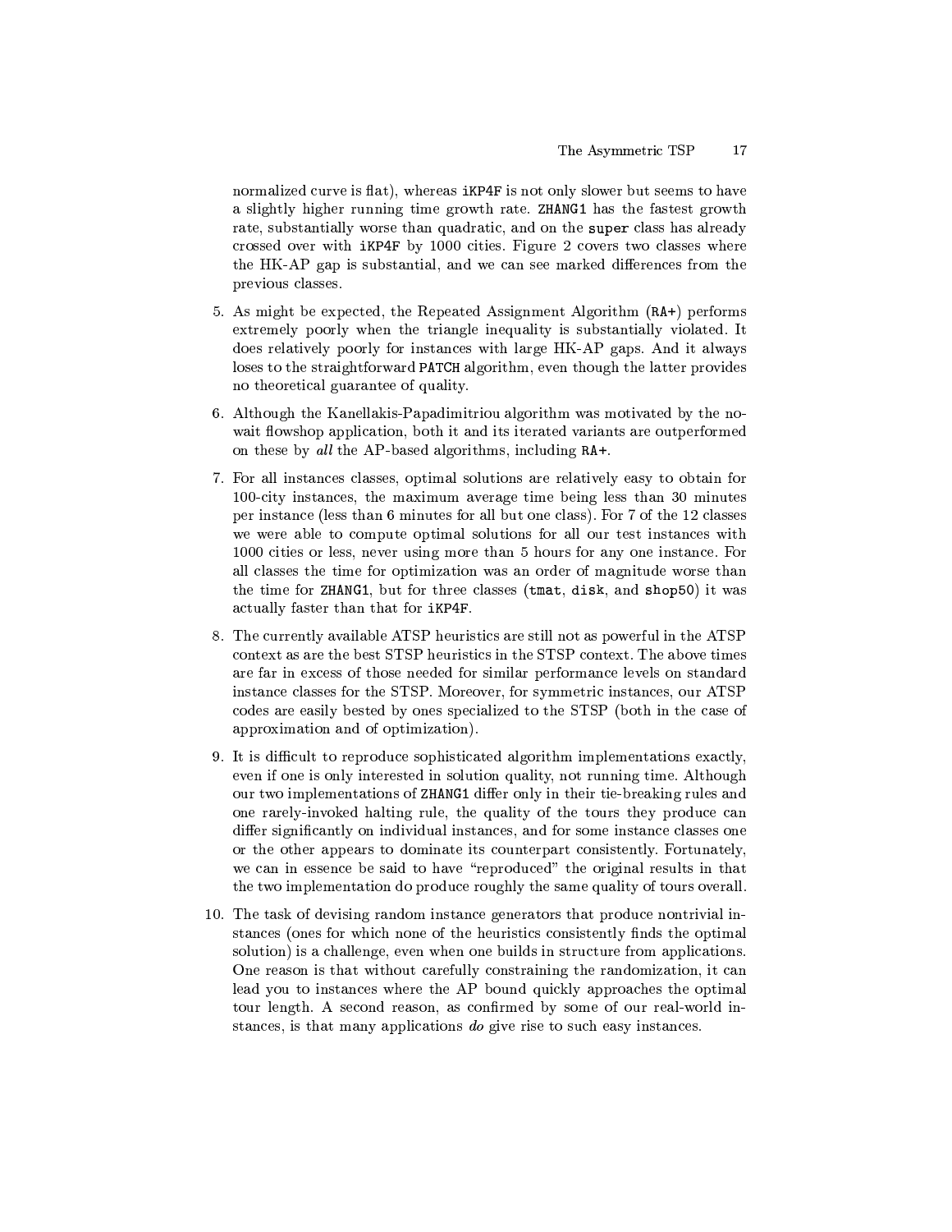normalized curve is flat), whereas `iKP4F` is not only slower but seems to have a slightly higher running time growth rate. `ZHANG1` has the fastest growth rate, substantially worse than quadratic, and on the `super` class has already crossed over with `iKP4F` by 1000 cities. Figure 2 covers two classes where the HK-AP gap is substantial, and we can see marked differences from the previous classes.

5. As might be expected, the Repeated Assignment Algorithm (`RA+`) performs extremely poorly when the triangle inequality is substantially violated. It does relatively poorly for instances with large HK-AP gaps. And it always loses to the straightforward `PATCH` algorithm, even though the latter provides no theoretical guarantee of quality.
6. Although the Kanellakis-Papadimitriou algorithm was motivated by the no-wait flowshop application, both it and its iterated variants are outperformed on these by *all* the AP-based algorithms, including `RA+`.
7. For all instances classes, optimal solutions are relatively easy to obtain for 100-city instances, the maximum average time being less than 30 minutes per instance (less than 6 minutes for all but one class). For 7 of the 12 classes we were able to compute optimal solutions for all our test instances with 1000 cities or less, never using more than 5 hours for any one instance. For all classes the time for optimization was an order of magnitude worse than the time for `ZHANG1`, but for three classes (`tmat`, `disk`, and `shop50`) it was actually faster than that for `iKP4F`.
8. The currently available ATSP heuristics are still not as powerful in the ATSP context as are the best STSP heuristics in the STSP context. The above times are far in excess of those needed for similar performance levels on standard instance classes for the STSP. Moreover, for symmetric instances, our ATSP codes are easily bested by ones specialized to the STSP (both in the case of approximation and of optimization).
9. It is difficult to reproduce sophisticated algorithm implementations exactly, even if one is only interested in solution quality, not running time. Although our two implementations of `ZHANG1` differ only in their tie-breaking rules and one rarely-invoked halting rule, the quality of the tours they produce can differ significantly on individual instances, and for some instance classes one or the other appears to dominate its counterpart consistently. Fortunately, we can in essence be said to have "reproduced" the original results in that the two implementation do produce roughly the same quality of tours overall.
10. The task of devising random instance generators that produce nontrivial instances (ones for which none of the heuristics consistently finds the optimal solution) is a challenge, even when one builds in structure from applications. One reason is that without carefully constraining the randomization, it can lead you to instances where the AP bound quickly approaches the optimal tour length. A second reason, as confirmed by some of our real-world instances, is that many applications *do* give rise to such easy instances.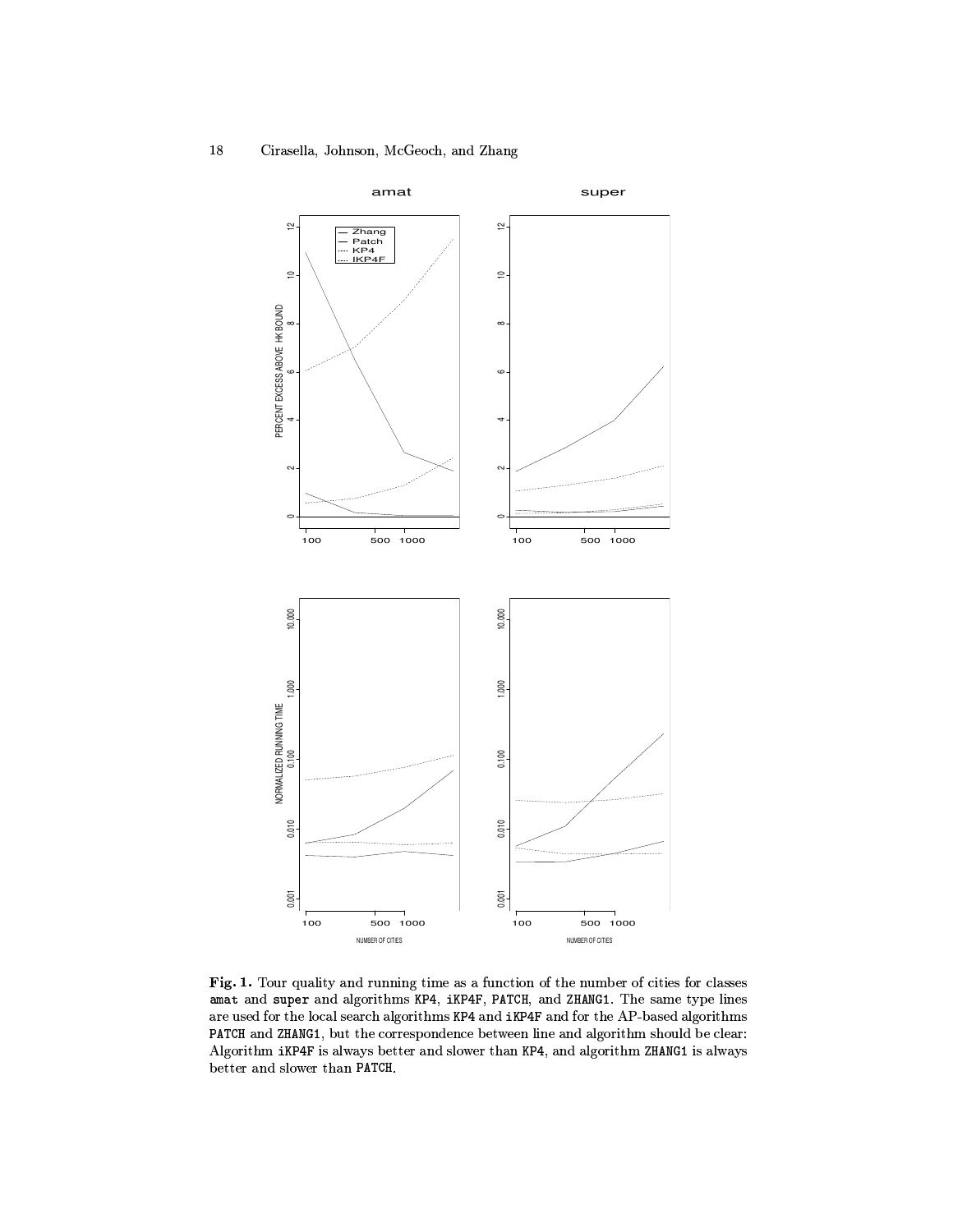**Fig. 1.** Tour quality and running time as a function of the number of cities for classes `amat` and `super` and algorithms `KP4`, `iKP4F`, `PATCH`, and `ZHANG1`. The same type lines are used for the local search algorithms `KP4` and `iKP4F` and for the AP-based algorithms `PATCH` and `ZHANG1`, but the correspondence between line and algorithm should be clear: Algorithm `iKP4F` is always better and slower than `KP4`, and algorithm `ZHANG1` is always better and slower than `PATCH`.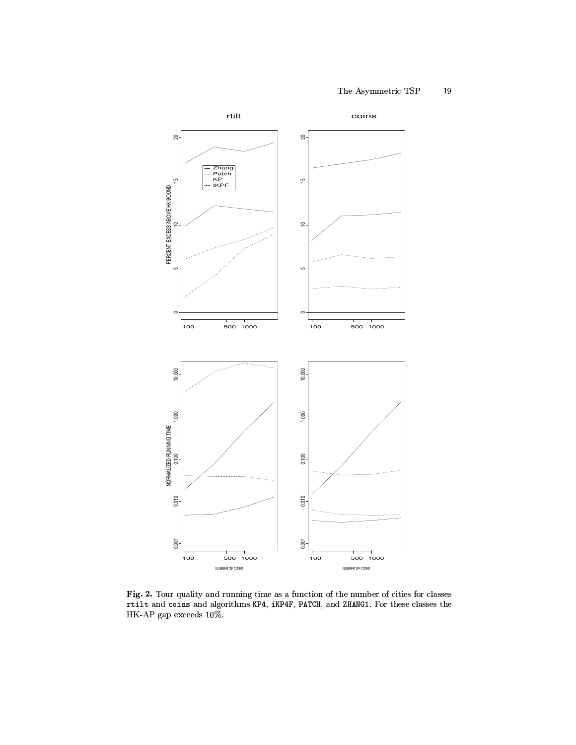**Fig. 2.** Tour quality and running time as a function of the number of cities for classes `rtilt` and `coins` and algorithms `KP4`, `iKP4F`, `PATCH`, and `ZHANG1`. For these classes the HK-AP gap exceeds 10%.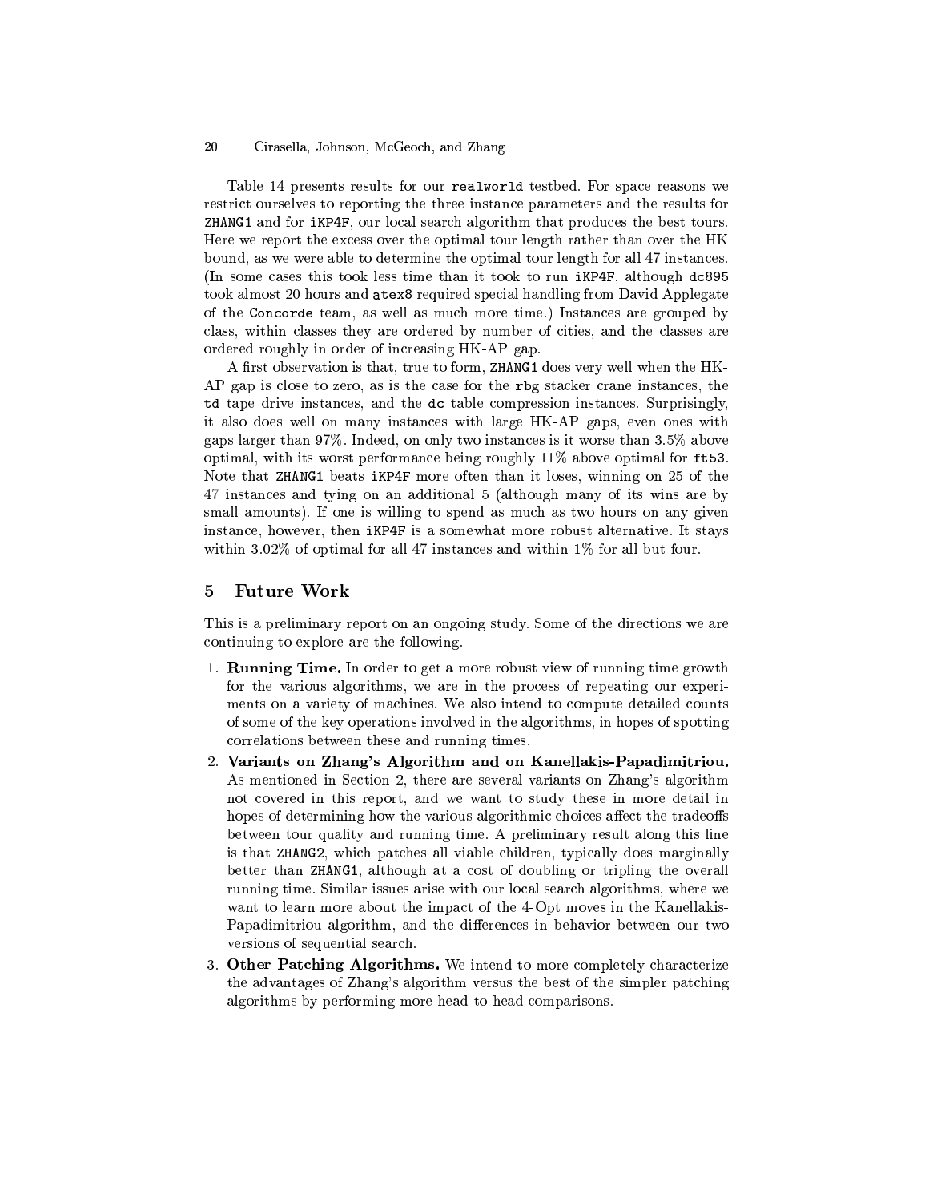Table 14 presents results for our `realworld` testbed. For space reasons we restrict ourselves to reporting the three instance parameters and the results for `ZHANG1` and for `iKP4F`, our local search algorithm that produces the best tours. Here we report the excess over the optimal tour length rather than over the HK bound, as we were able to determine the optimal tour length for all 47 instances. (In some cases this took less time than it took to run `iKP4F`, although `dc895` took almost 20 hours and `atex8` required special handling from David Applegate of the `Concorde` team, as well as much more time.) Instances are grouped by class, within classes they are ordered by number of cities, and the classes are ordered roughly in order of increasing HK-AP gap.

A first observation is that, true to form, `ZHANG1` does very well when the HK-AP gap is close to zero, as is the case for the `rbg` stacker crane instances, the `td` tape drive instances, and the `dc` table compression instances. Surprisingly, it also does well on many instances with large HK-AP gaps, even ones with gaps larger than 97%. Indeed, on only two instances is it worse than 3.5% above optimal, with its worst performance being roughly 11% above optimal for `ft53`. Note that `ZHANG1` beats `iKP4F` more often than it loses, winning on 25 of the 47 instances and tying on an additional 5 (although many of its wins are by small amounts). If one is willing to spend as much as two hours on any given instance, however, then `iKP4F` is a somewhat more robust alternative. It stays within 3.02% of optimal for all 47 instances and within 1% for all but four.

## 5 Future Work

This is a preliminary report on an ongoing study. Some of the directions we are continuing to explore are the following.

1. **Running Time.** In order to get a more robust view of running time growth for the various algorithms, we are in the process of repeating our experiments on a variety of machines. We also intend to compute detailed counts of some of the key operations involved in the algorithms, in hopes of spotting correlations between these and running times.
2. **Variants on Zhang's Algorithm and on Kanellakis-Papadimitriou.** As mentioned in Section 2, there are several variants on Zhang's algorithm not covered in this report, and we want to study these in more detail in hopes of determining how the various algorithmic choices affect the tradeoffs between tour quality and running time. A preliminary result along this line is that `ZHANG2`, which patches all viable children, typically does marginally better than `ZHANG1`, although at a cost of doubling or tripling the overall running time. Similar issues arise with our local search algorithms, where we want to learn more about the impact of the 4-Opt moves in the Kanellakis-Papadimitriou algorithm, and the differences in behavior between our two versions of sequential search.
3. **Other Patching Algorithms.** We intend to more completely characterize the advantages of Zhang's algorithm versus the best of the simpler patching algorithms by performing more head-to-head comparisons.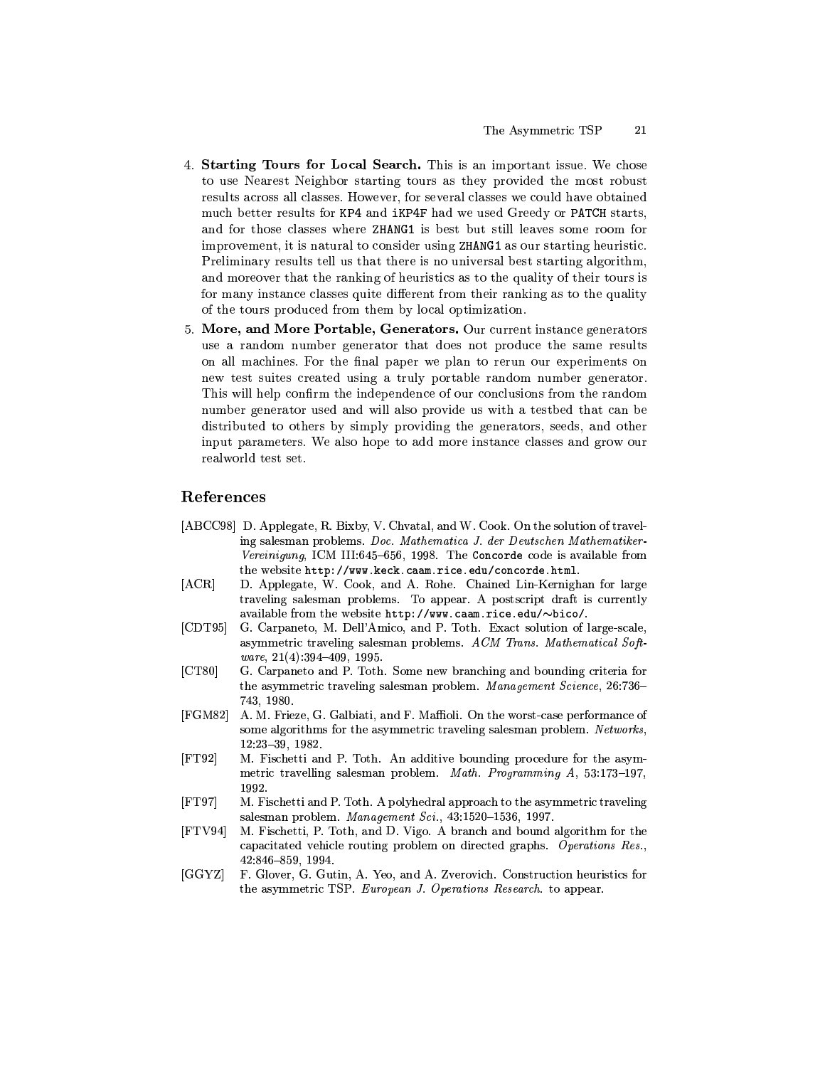4. **Starting Tours for Local Search.** This is an important issue. We chose to use Nearest Neighbor starting tours as they provided the most robust results across all classes. However, for several classes we could have obtained much better results for `KP4` and `iKP4F` had we used Greedy or `PATCH` starts, and for those classes where `ZHANG1` is best but still leaves some room for improvement, it is natural to consider using `ZHANG1` as our starting heuristic. Preliminary results tell us that there is no universal best starting algorithm, and moreover that the ranking of heuristics as to the quality of their tours is for many instance classes quite different from their ranking as to the quality of the tours produced from them by local optimization.
5. **More, and More Portable, Generators.** Our current instance generators use a random number generator that does not produce the same results on all machines. For the final paper we plan to rerun our experiments on new test suites created using a truly portable random number generator. This will help confirm the independence of our conclusions from the random number generator used and will also provide us with a testbed that can be distributed to others by simply providing the generators, seeds, and other input parameters. We also hope to add more instance classes and grow our realworld test set.

## References

[ABCC98] D. Applegate, R. Bixby, V. Chvatal, and W. Cook. On the solution of traveling salesman problems. *Doc. Mathematica J. der Deutschen Mathematiker-Vereinigung*, ICM III:645–656, 1998. The `Concorde` code is available from the website `http://www.keck.caam.rice.edu/concorde.html`.

[ACR] D. Applegate, W. Cook, and A. Rohe. Chained Lin-Kernighan for large traveling salesman problems. To appear. A postscript draft is currently available from the website `http://www.caam.rice.edu/~bico/`.

[CDT95] G. Carpaneto, M. Dell'Amico, and P. Toth. Exact solution of large-scale, asymmetric traveling salesman problems. *ACM Trans. Mathematical Software*, 21(4):394–409, 1995.

[CT80] G. Carpaneto and P. Toth. Some new branching and bounding criteria for the asymmetric traveling salesman problem. *Management Science*, 26:736–743, 1980.

[FGM82] A. M. Frieze, G. Galbiati, and F. Maffioli. On the worst-case performance of some algorithms for the asymmetric traveling salesman problem. *Networks*, 12:23–39, 1982.

[FT92] M. Fischetti and P. Toth. An additive bounding procedure for the asymmetric travelling salesman problem. *Math. Programming A*, 53:173–197, 1992.

[FT97] M. Fischetti and P. Toth. A polyhedral approach to the asymmetric traveling salesman problem. *Management Sci.*, 43:1520–1536, 1997.

[FTV94] M. Fischetti, P. Toth, and D. Vigo. A branch and bound algorithm for the capacitated vehicle routing problem on directed graphs. *Operations Res.*, 42:846–859, 1994.

[GGYZ] F. Glover, G. Gutin, A. Yeo, and A. Zverovich. Construction heuristics for the asymmetric TSP. *European J. Operations Research*. to appear.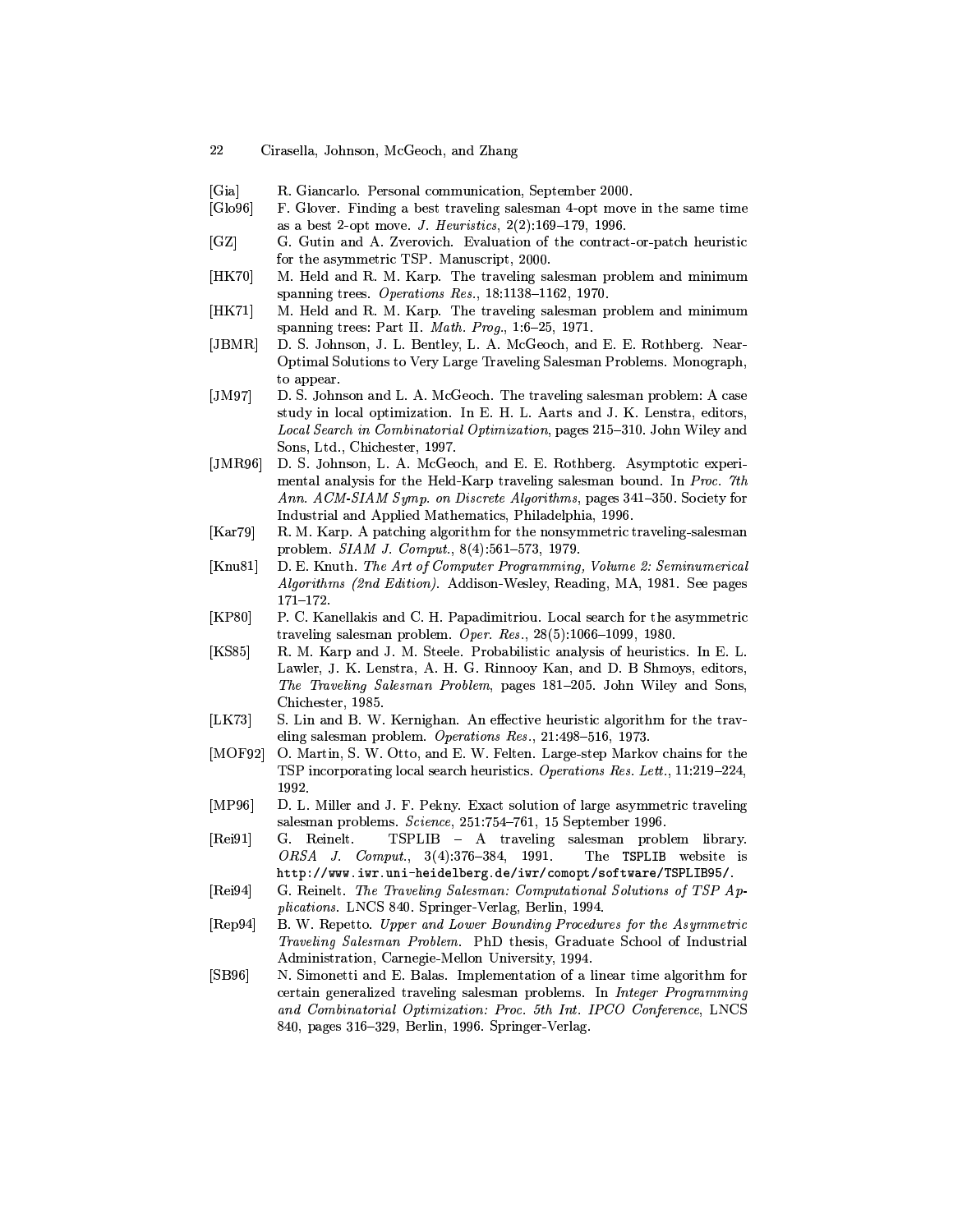[Gia] R. Giancarlo. Personal communication, September 2000.

[Glo96] F. Glover. Finding a best traveling salesman 4-opt move in the same time as a best 2-opt move. *J. Heuristics*, 2(2):169–179, 1996.

[GZ] G. Gutin and A. Zverovich. Evaluation of the contract-or-patch heuristic for the asymmetric TSP. Manuscript, 2000.

[HK70] M. Held and R. M. Karp. The traveling salesman problem and minimum spanning trees. *Operations Res.*, 18:1138–1162, 1970.

[HK71] M. Held and R. M. Karp. The traveling salesman problem and minimum spanning trees: Part II. *Math. Prog.*, 1:6–25, 1971.

[JBMR] D. S. Johnson, J. L. Bentley, L. A. McGeoch, and E. E. Rothberg. Near-Optimal Solutions to Very Large Traveling Salesman Problems. Monograph, to appear.

[JM97] D. S. Johnson and L. A. McGeoch. The traveling salesman problem: A case study in local optimization. In E. H. L. Aarts and J. K. Lenstra, editors, *Local Search in Combinatorial Optimization*, pages 215–310. John Wiley and Sons, Ltd., Chichester, 1997.

[JMR96] D. S. Johnson, L. A. McGeoch, and E. E. Rothberg. Asymptotic experimental analysis for the Held-Karp traveling salesman bound. In *Proc. 7th Ann. ACM-SIAM Symp. on Discrete Algorithms*, pages 341–350. Society for Industrial and Applied Mathematics, Philadelphia, 1996.

[Kar79] R. M. Karp. A patching algorithm for the nonsymmetric traveling-salesman problem. *SIAM J. Comput.*, 8(4):561–573, 1979.

[Knu81] D. E. Knuth. *The Art of Computer Programming, Volume 2: Seminumerical Algorithms (2nd Edition)*. Addison-Wesley, Reading, MA, 1981. See pages 171–172.

[KP80] P. C. Kanellakis and C. H. Papadimitriou. Local search for the asymmetric traveling salesman problem. *Oper. Res.*, 28(5):1066–1099, 1980.

[KS85] R. M. Karp and J. M. Steele. Probabilistic analysis of heuristics. In E. L. Lawler, J. K. Lenstra, A. H. G. Rinnooy Kan, and D. B Shmoys, editors, *The Traveling Salesman Problem*, pages 181–205. John Wiley and Sons, Chichester, 1985.

[LK73] S. Lin and B. W. Kernighan. An effective heuristic algorithm for the traveling salesman problem. *Operations Res.*, 21:498–516, 1973.

[MOF92] O. Martin, S. W. Otto, and E. W. Felten. Large-step Markov chains for the TSP incorporating local search heuristics. *Operations Res. Lett.*, 11:219–224, 1992.

[MP96] D. L. Miller and J. F. Pekny. Exact solution of large asymmetric traveling salesman problems. *Science*, 251:754–761, 15 September 1996.

[Rei91] G. Reinelt. TSPLIB – A traveling salesman problem library. *ORSA J. Comput.*, 3(4):376–384, 1991. The `TSPLIB` website is `http://www.iwr.uni-heidelberg.de/iwr/comopt/software/TSPLIB95/`.

[Rei94] G. Reinelt. *The Traveling Salesman: Computational Solutions of TSP Applications*. LNCS 840. Springer-Verlag, Berlin, 1994.

[Rep94] B. W. Repetto. *Upper and Lower Bounding Procedures for the Asymmetric Traveling Salesman Problem*. PhD thesis, Graduate School of Industrial Administration, Carnegie-Mellon University, 1994.

[SB96] N. Simonetti and E. Balas. Implementation of a linear time algorithm for certain generalized traveling salesman problems. In *Integer Programming and Combinatorial Optimization: Proc. 5th Int. IPCO Conference*, LNCS 840, pages 316–329, Berlin, 1996. Springer-Verlag.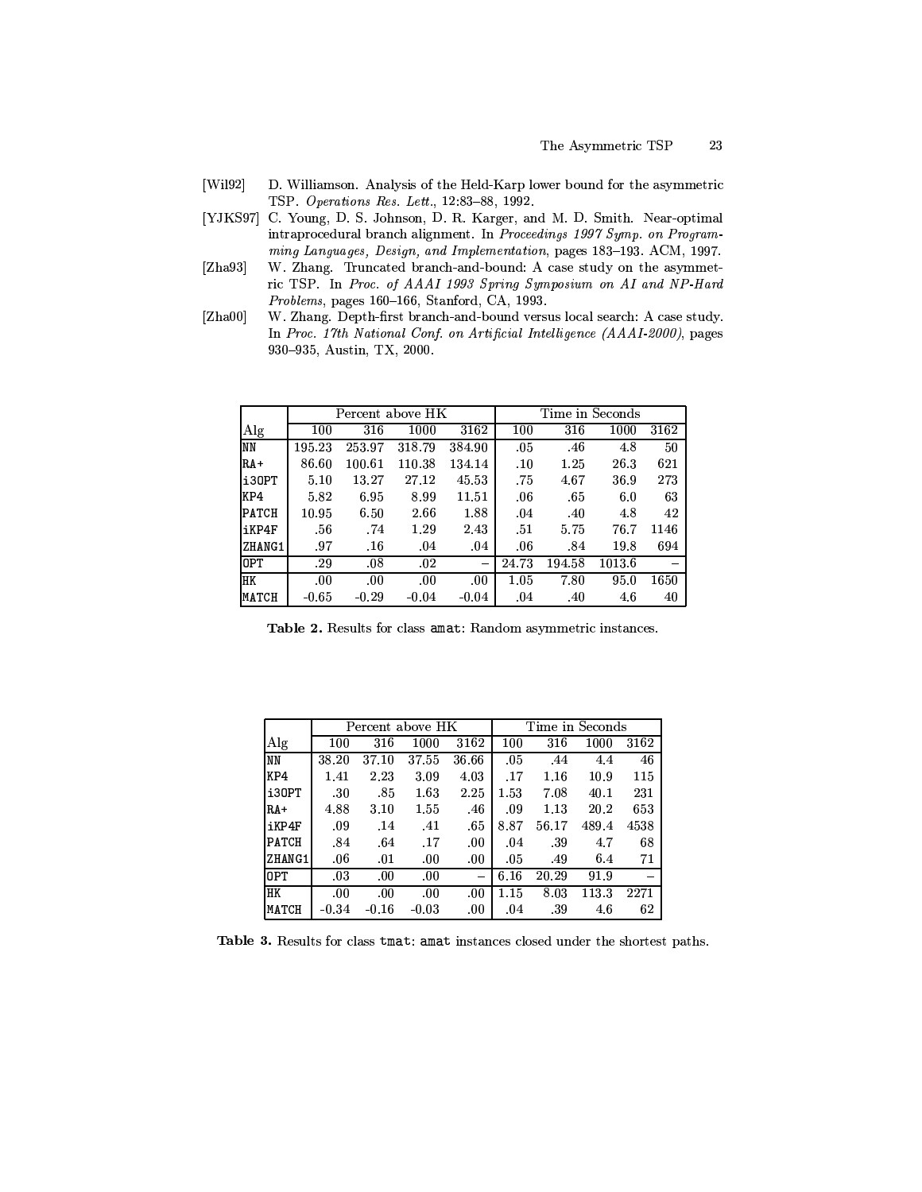[Wil92] D. Williamson. Analysis of the Held-Karp lower bound for the asymmetric TSP. *Operations Res. Lett.*, 12:83–88, 1992.

[YJKS97] C. Young, D. S. Johnson, D. R. Karger, and M. D. Smith. Near-optimal intraprocedural branch alignment. In *Proceedings 1997 Symp. on Programming Languages, Design, and Implementation*, pages 183–193. ACM, 1997.

[Zha93] W. Zhang. Truncated branch-and-bound: A case study on the asymmetric TSP. In *Proc. of AAAI 1993 Spring Symposium on AI and NP-Hard Problems*, pages 160–166, Stanford, CA, 1993.

[Zha00] W. Zhang. Depth-first branch-and-bound versus local search: A case study. In *Proc. 17th National Conf. on Artificial Intelligence (AAAI-2000)*, pages 930–935, Austin, TX, 2000.

| | Percent above HK | | | | Time in Seconds | | | |
|---|---|---|---|---|---|---|---|---|
| Alg | 100 | 316 | 1000 | 3162 | 100 | 316 | 1000 | 3162 |
| NN | 195.23 | 253.97 | 318.79 | 384.90 | .05 | .46 | 4.8 | 50 |
| RA+ | 86.60 | 100.61 | 110.38 | 134.14 | .10 | 1.25 | 26.3 | 621 |
| i3OPT | 5.10 | 13.27 | 27.12 | 45.53 | .75 | 4.67 | 36.9 | 273 |
| KP4 | 5.82 | 6.95 | 8.99 | 11.51 | .06 | .65 | 6.0 | 63 |
| PATCH | 10.95 | 6.50 | 2.66 | 1.88 | .04 | .40 | 4.8 | 42 |
| iKP4F | .56 | .74 | 1.29 | 2.43 | .51 | 5.75 | 76.7 | 1146 |
| ZHANG1 | .97 | .16 | .04 | .04 | .06 | .84 | 19.8 | 694 |
| OPT | .29 | .08 | .02 | – | 24.73 | 194.58 | 1013.6 | – |
| HK | .00 | .00 | .00 | .00 | 1.05 | 7.80 | 95.0 | 1650 |
| MATCH | -0.65 | -0.29 | -0.04 | -0.04 | .04 | .40 | 4.6 | 40 |

**Table 2.** Results for class amat: Random asymmetric instances.

| | Percent above HK | | | | Time in Seconds | | | |
|---|---|---|---|---|---|---|---|---|
| Alg | 100 | 316 | 1000 | 3162 | 100 | 316 | 1000 | 3162 |
| NN | 38.20 | 37.10 | 37.55 | 36.66 | .05 | .44 | 4.4 | 46 |
| KP4 | 1.41 | 2.23 | 3.09 | 4.03 | .17 | 1.16 | 10.9 | 115 |
| i3OPT | .30 | .85 | 1.63 | 2.25 | 1.53 | 7.08 | 40.1 | 231 |
| RA+ | 4.88 | 3.10 | 1.55 | .46 | .09 | 1.13 | 20.2 | 653 |
| iKP4F | .09 | .14 | .41 | .65 | 8.87 | 56.17 | 489.4 | 4538 |
| PATCH | .84 | .64 | .17 | .00 | .04 | .39 | 4.7 | 68 |
| ZHANG1 | .06 | .01 | .00 | .00 | .05 | .49 | 6.4 | 71 |
| OPT | .03 | .00 | .00 | – | 6.16 | 20.29 | 91.9 | – |
| HK | .00 | .00 | .00 | .00 | 1.15 | 8.03 | 113.3 | 2271 |
| MATCH | -0.34 | -0.16 | -0.03 | .00 | .04 | .39 | 4.6 | 62 |

**Table 3.** Results for class tmat: amat instances closed under the shortest paths.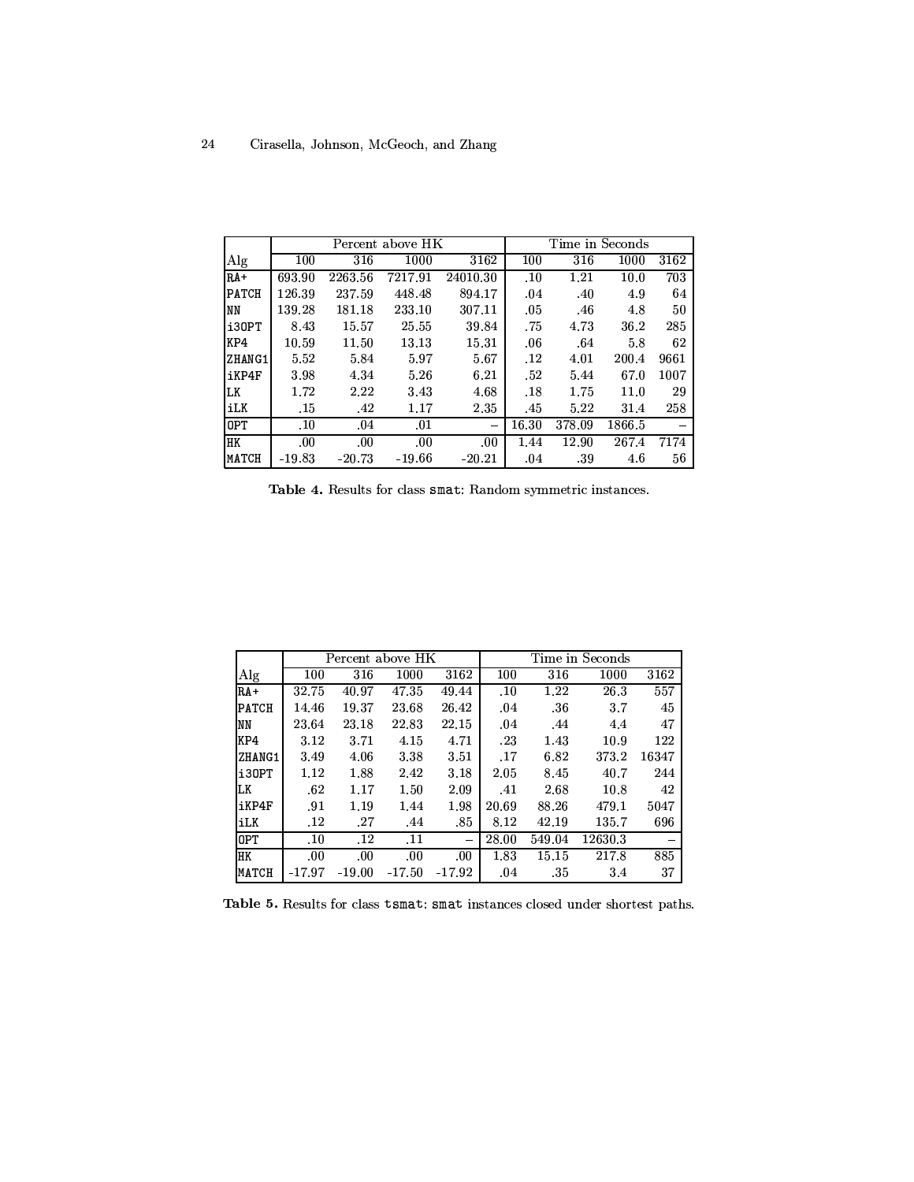| | Percent above HK | | | | Time in Seconds | | | |
|---|---|---|---|---|---|---|---|---|
| Alg | 100 | 316 | 1000 | 3162 | 100 | 316 | 1000 | 3162 |
| RA+ | 693.90 | 2263.56 | 7217.91 | 24010.30 | .10 | 1.21 | 10.0 | 703 |
| PATCH | 126.39 | 237.59 | 448.48 | 894.17 | .04 | .40 | 4.9 | 64 |
| NN | 139.28 | 181.18 | 233.10 | 307.11 | .05 | .46 | 4.8 | 50 |
| i3OPT | 8.43 | 15.57 | 25.55 | 39.84 | .75 | 4.73 | 36.2 | 285 |
| KP4 | 10.59 | 11.50 | 13.13 | 15.31 | .06 | .64 | 5.8 | 62 |
| ZHANG1 | 5.52 | 5.84 | 5.97 | 5.67 | .12 | 4.01 | 200.4 | 9661 |
| iKP4F | 3.98 | 4.34 | 5.26 | 6.21 | .52 | 5.44 | 67.0 | 1007 |
| LK | 1.72 | 2.22 | 3.43 | 4.68 | .18 | 1.75 | 11.0 | 29 |
| iLK | .15 | .42 | 1.17 | 2.35 | .45 | 5.22 | 31.4 | 258 |
| OPT | .10 | .04 | .01 | – | 16.30 | 378.09 | 1866.5 | – |
| HK | .00 | .00 | .00 | .00 | 1.44 | 12.90 | 267.4 | 7174 |
| MATCH | -19.83 | -20.73 | -19.66 | -20.21 | .04 | .39 | 4.6 | 56 |

**Table 4.** Results for class `smat`: Random symmetric instances.

| | Percent above HK | | | | Time in Seconds | | | |
|---|---|---|---|---|---|---|---|---|
| Alg | 100 | 316 | 1000 | 3162 | 100 | 316 | 1000 | 3162 |
| RA+ | 32.75 | 40.97 | 47.35 | 49.44 | .10 | 1.22 | 26.3 | 557 |
| PATCH | 14.46 | 19.37 | 23.68 | 26.42 | .04 | .36 | 3.7 | 45 |
| NN | 23.64 | 23.18 | 22.83 | 22.15 | .04 | .44 | 4.4 | 47 |
| KP4 | 3.12 | 3.71 | 4.15 | 4.71 | .23 | 1.43 | 10.9 | 122 |
| ZHANG1 | 3.49 | 4.06 | 3.38 | 3.51 | .17 | 6.82 | 373.2 | 16347 |
| i3OPT | 1.12 | 1.88 | 2.42 | 3.18 | 2.05 | 8.45 | 40.7 | 244 |
| LK | .62 | 1.17 | 1.50 | 2.09 | .41 | 2.68 | 10.8 | 42 |
| iKP4F | .91 | 1.19 | 1.44 | 1.98 | 20.69 | 88.26 | 479.1 | 5047 |
| iLK | .12 | .27 | .44 | .85 | 8.12 | 42.19 | 135.7 | 696 |
| OPT | .10 | .12 | .11 | – | 28.00 | 549.04 | 12630.3 | – |
| HK | .00 | .00 | .00 | .00 | 1.83 | 15.15 | 217.8 | 885 |
| MATCH | -17.97 | -19.00 | -17.50 | -17.92 | .04 | .35 | 3.4 | 37 |

**Table 5.** Results for class `tsmat`: `smat` instances closed under shortest paths.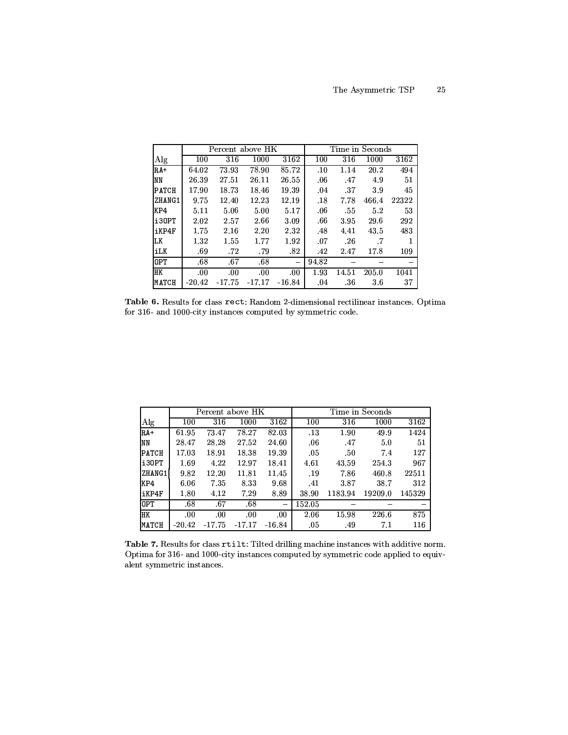| Alg | Percent above HK | | | | Time in Seconds | | | |
|---|---|---|---|---|---|---|---|---|
| | 100 | 316 | 1000 | 3162 | 100 | 316 | 1000 | 3162 |
| RA+ | 64.02 | 73.93 | 78.90 | 85.72 | .10 | 1.14 | 20.2 | 494 |
| NN | 26.39 | 27.51 | 26.11 | 26.55 | .06 | .47 | 4.9 | 51 |
| PATCH | 17.90 | 18.73 | 18.46 | 19.39 | .04 | .37 | 3.9 | 45 |
| ZHANG1 | 9.75 | 12.40 | 12.23 | 12.19 | .18 | 7.78 | 466.4 | 22322 |
| KP4 | 5.11 | 5.06 | 5.00 | 5.17 | .06 | .55 | 5.2 | 53 |
| i3OPT | 2.02 | 2.57 | 2.66 | 3.09 | .66 | 3.95 | 29.6 | 292 |
| iKP4F | 1.75 | 2.16 | 2.20 | 2.32 | .48 | 4.41 | 43.5 | 483 |
| LK | 1.32 | 1.55 | 1.77 | 1.92 | .07 | .26 | .7 | 1 |
| iLK | .69 | .72 | .79 | .82 | .42 | 2.47 | 17.8 | 109 |
| OPT | .68 | .67 | .68 | – | 94.82 | – | – | – |
| HK | .00 | .00 | .00 | .00 | 1.93 | 14.51 | 205.0 | 1041 |
| MATCH | -20.42 | -17.75 | -17.17 | -16.84 | .04 | .36 | 3.6 | 37 |

**Table 6.** Results for class `rect`: Random 2-dimensional rectilinear instances. Optima for 316- and 1000-city instances computed by symmetric code.

| Alg | Percent above HK | | | | Time in Seconds | | | |
|---|---|---|---|---|---|---|---|---|
| | 100 | 316 | 1000 | 3162 | 100 | 316 | 1000 | 3162 |
| RA+ | 61.95 | 73.47 | 78.27 | 82.03 | .13 | 1.90 | 49.9 | 1424 |
| NN | 28.47 | 28.28 | 27.52 | 24.60 | .06 | .47 | 5.0 | 51 |
| PATCH | 17.03 | 18.91 | 18.38 | 19.39 | .05 | .50 | 7.4 | 127 |
| i3OPT | 1.69 | 4.22 | 12.97 | 18.41 | 4.61 | 43.59 | 254.3 | 967 |
| ZHANG1 | 9.82 | 12.20 | 11.81 | 11.45 | .19 | 7.86 | 460.8 | 22511 |
| KP4 | 6.06 | 7.35 | 8.33 | 9.68 | .41 | 3.87 | 38.7 | 312 |
| iKP4F | 1.80 | 4.12 | 7.29 | 8.89 | 38.90 | 1183.94 | 19209.0 | 145329 |
| OPT | .68 | .67 | .68 | – | 152.05 | – | – | – |
| HK | .00 | .00 | .00 | .00 | 2.06 | 15.98 | 226.6 | 875 |
| MATCH | -20.42 | -17.75 | -17.17 | -16.84 | .05 | .49 | 7.1 | 116 |

**Table 7.** Results for class `rtilt`: Tilted drilling machine instances with additive norm. Optima for 316- and 1000-city instances computed by symmetric code applied to equivalent symmetric instances.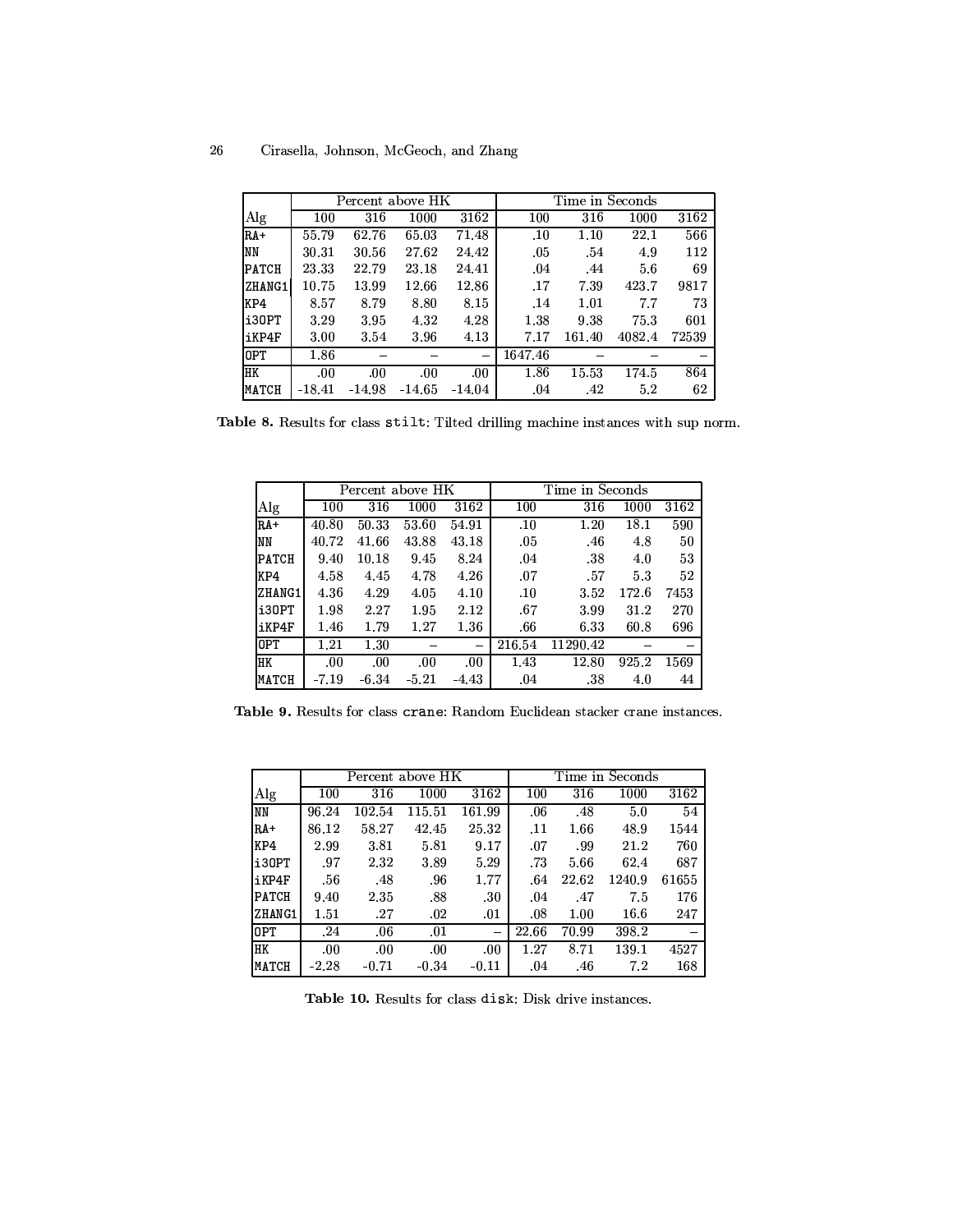| Alg | Percent above HK | | | | Time in Seconds | | | |
|---|---|---|---|---|---|---|---|---|
| | 100 | 316 | 1000 | 3162 | 100 | 316 | 1000 | 3162 |
| RA+ | 55.79 | 62.76 | 65.03 | 71.48 | .10 | 1.10 | 22.1 | 566 |
| NN | 30.31 | 30.56 | 27.62 | 24.42 | .05 | .54 | 4.9 | 112 |
| PATCH | 23.33 | 22.79 | 23.18 | 24.41 | .04 | .44 | 5.6 | 69 |
| ZHANG1 | 10.75 | 13.99 | 12.66 | 12.86 | .17 | 7.39 | 423.7 | 9817 |
| KP4 | 8.57 | 8.79 | 8.80 | 8.15 | .14 | 1.01 | 7.7 | 73 |
| i3OPT | 3.29 | 3.95 | 4.32 | 4.28 | 1.38 | 9.38 | 75.3 | 601 |
| iKP4F | 3.00 | 3.54 | 3.96 | 4.13 | 7.17 | 161.40 | 4082.4 | 72539 |
| OPT | 1.86 | – | – | – | 1647.46 | – | – | – |
| HK | .00 | .00 | .00 | .00 | 1.86 | 15.53 | 174.5 | 864 |
| MATCH | -18.41 | -14.98 | -14.65 | -14.04 | .04 | .42 | 5.2 | 62 |

**Table 8.** Results for class `stilt`: Tilted drilling machine instances with sup norm.

| Alg | Percent above HK | | | | Time in Seconds | | | |
|---|---|---|---|---|---|---|---|---|
| | 100 | 316 | 1000 | 3162 | 100 | 316 | 1000 | 3162 |
| RA+ | 40.80 | 50.33 | 53.60 | 54.91 | .10 | 1.20 | 18.1 | 590 |
| NN | 40.72 | 41.66 | 43.88 | 43.18 | .05 | .46 | 4.8 | 50 |
| PATCH | 9.40 | 10.18 | 9.45 | 8.24 | .04 | .38 | 4.0 | 53 |
| KP4 | 4.58 | 4.45 | 4.78 | 4.26 | .07 | .57 | 5.3 | 52 |
| ZHANG1 | 4.36 | 4.29 | 4.05 | 4.10 | .10 | 3.52 | 172.6 | 7453 |
| i3OPT | 1.98 | 2.27 | 1.95 | 2.12 | .67 | 3.99 | 31.2 | 270 |
| iKP4F | 1.46 | 1.79 | 1.27 | 1.36 | .66 | 6.33 | 60.8 | 696 |
| OPT | 1.21 | 1.30 | – | – | 216.54 | 11290.42 | – | – |
| HK | .00 | .00 | .00 | .00 | 1.43 | 12.80 | 925.2 | 1569 |
| MATCH | -7.19 | -6.34 | -5.21 | -4.43 | .04 | .38 | 4.0 | 44 |

**Table 9.** Results for class `crane`: Random Euclidean stacker crane instances.

| Alg | Percent above HK | | | | Time in Seconds | | | |
|---|---|---|---|---|---|---|---|---|
| | 100 | 316 | 1000 | 3162 | 100 | 316 | 1000 | 3162 |
| NN | 96.24 | 102.54 | 115.51 | 161.99 | .06 | .48 | 5.0 | 54 |
| RA+ | 86.12 | 58.27 | 42.45 | 25.32 | .11 | 1.66 | 48.9 | 1544 |
| KP4 | 2.99 | 3.81 | 5.81 | 9.17 | .07 | .99 | 21.2 | 760 |
| i3OPT | .97 | 2.32 | 3.89 | 5.29 | .73 | 5.66 | 62.4 | 687 |
| iKP4F | .56 | .48 | .96 | 1.77 | .64 | 22.62 | 1240.9 | 61655 |
| PATCH | 9.40 | 2.35 | .88 | .30 | .04 | .47 | 7.5 | 176 |
| ZHANG1 | 1.51 | .27 | .02 | .01 | .08 | 1.00 | 16.6 | 247 |
| OPT | .24 | .06 | .01 | – | 22.66 | 70.99 | 398.2 | – |
| HK | .00 | .00 | .00 | .00 | 1.27 | 8.71 | 139.1 | 4527 |
| MATCH | -2.28 | -0.71 | -0.34 | -0.11 | .04 | .46 | 7.2 | 168 |

**Table 10.** Results for class `disk`: Disk drive instances.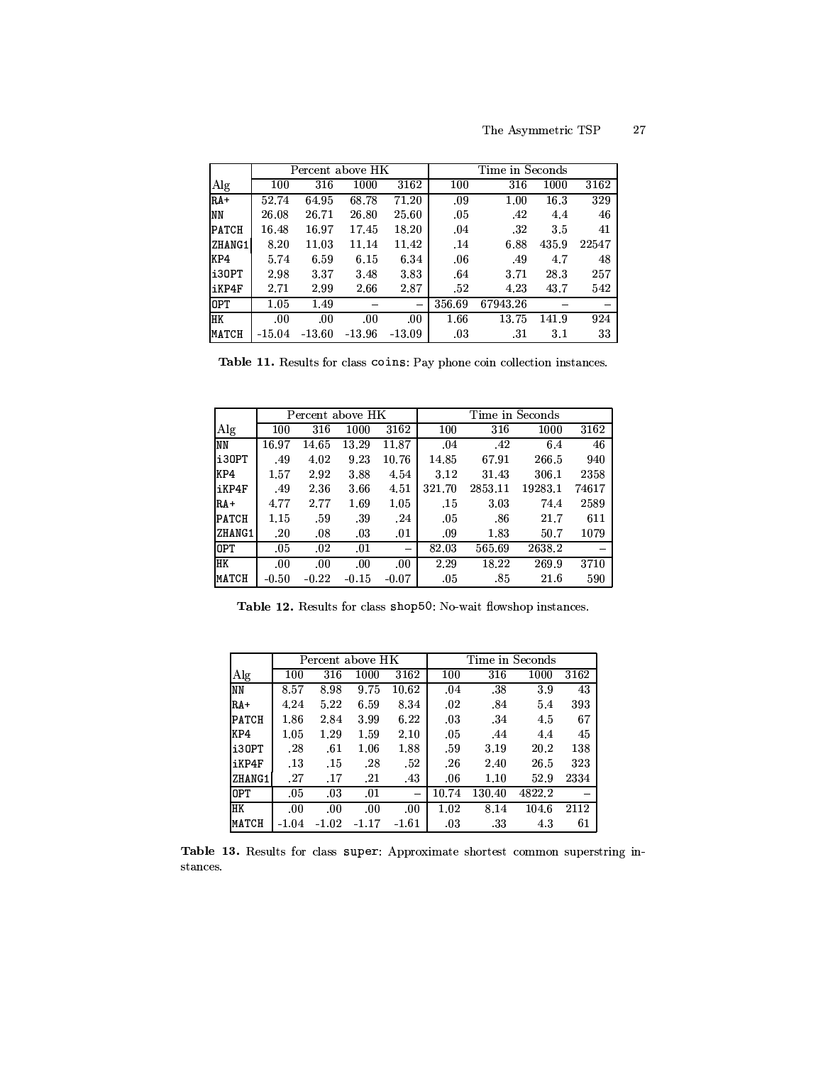| Alg | Percent above HK | | | | Time in Seconds | | | |
|---|---|---|---|---|---|---|---|---|
| | 100 | 316 | 1000 | 3162 | 100 | 316 | 1000 | 3162 |
| RA+ | 52.74 | 64.95 | 68.78 | 71.20 | .09 | 1.00 | 16.3 | 329 |
| NN | 26.08 | 26.71 | 26.80 | 25.60 | .05 | .42 | 4.4 | 46 |
| PATCH | 16.48 | 16.97 | 17.45 | 18.20 | .04 | .32 | 3.5 | 41 |
| ZHANG1 | 8.20 | 11.03 | 11.14 | 11.42 | .14 | 6.88 | 435.9 | 22547 |
| KP4 | 5.74 | 6.59 | 6.15 | 6.34 | .06 | .49 | 4.7 | 48 |
| i3OPT | 2.98 | 3.37 | 3.48 | 3.83 | .64 | 3.71 | 28.3 | 257 |
| iKP4F | 2.71 | 2.99 | 2.66 | 2.87 | .52 | 4.23 | 43.7 | 542 |
| OPT | 1.05 | 1.49 | – | – | 356.69 | 67943.26 | – | – |
| HK | .00 | .00 | .00 | .00 | 1.66 | 13.75 | 141.9 | 924 |
| MATCH | -15.04 | -13.60 | -13.96 | -13.09 | .03 | .31 | 3.1 | 33 |

**Table 11.** Results for class `coins`: Pay phone coin collection instances.

| Alg | Percent above HK | | | | Time in Seconds | | | |
|---|---|---|---|---|---|---|---|---|
| | 100 | 316 | 1000 | 3162 | 100 | 316 | 1000 | 3162 |
| NN | 16.97 | 14.65 | 13.29 | 11.87 | .04 | .42 | 6.4 | 46 |
| i3OPT | .49 | 4.02 | 9.23 | 10.76 | 14.85 | 67.91 | 266.5 | 940 |
| KP4 | 1.57 | 2.92 | 3.88 | 4.54 | 3.12 | 31.43 | 306.1 | 2358 |
| iKP4F | .49 | 2.36 | 3.66 | 4.51 | 321.70 | 2853.11 | 19283.1 | 74617 |
| RA+ | 4.77 | 2.77 | 1.69 | 1.05 | .15 | 3.03 | 74.4 | 2589 |
| PATCH | 1.15 | .59 | .39 | .24 | .05 | .86 | 21.7 | 611 |
| ZHANG1 | .20 | .08 | .03 | .01 | .09 | 1.83 | 50.7 | 1079 |
| OPT | .05 | .02 | .01 | – | 82.03 | 565.69 | 2638.2 | – |
| HK | .00 | .00 | .00 | .00 | 2.29 | 18.22 | 269.9 | 3710 |
| MATCH | -0.50 | -0.22 | -0.15 | -0.07 | .05 | .85 | 21.6 | 590 |

**Table 12.** Results for class `shop50`: No-wait flowshop instances.

| Alg | Percent above HK | | | | Time in Seconds | | | |
|---|---|---|---|---|---|---|---|---|
| | 100 | 316 | 1000 | 3162 | 100 | 316 | 1000 | 3162 |
| NN | 8.57 | 8.98 | 9.75 | 10.62 | .04 | .38 | 3.9 | 43 |
| RA+ | 4.24 | 5.22 | 6.59 | 8.34 | .02 | .84 | 5.4 | 393 |
| PATCH | 1.86 | 2.84 | 3.99 | 6.22 | .03 | .34 | 4.5 | 67 |
| KP4 | 1.05 | 1.29 | 1.59 | 2.10 | .05 | .44 | 4.4 | 45 |
| i3OPT | .28 | .61 | 1.06 | 1.88 | .59 | 3.19 | 20.2 | 138 |
| iKP4F | .13 | .15 | .28 | .52 | .26 | 2.40 | 26.5 | 323 |
| ZHANG1 | .27 | .17 | .21 | .43 | .06 | 1.10 | 52.9 | 2334 |
| OPT | .05 | .03 | .01 | – | 10.74 | 130.40 | 4822.2 | – |
| HK | .00 | .00 | .00 | .00 | 1.02 | 8.14 | 104.6 | 2112 |
| MATCH | -1.04 | -1.02 | -1.17 | -1.61 | .03 | .33 | 4.3 | 61 |

**Table 13.** Results for class `super`: Approximate shortest common superstring instances.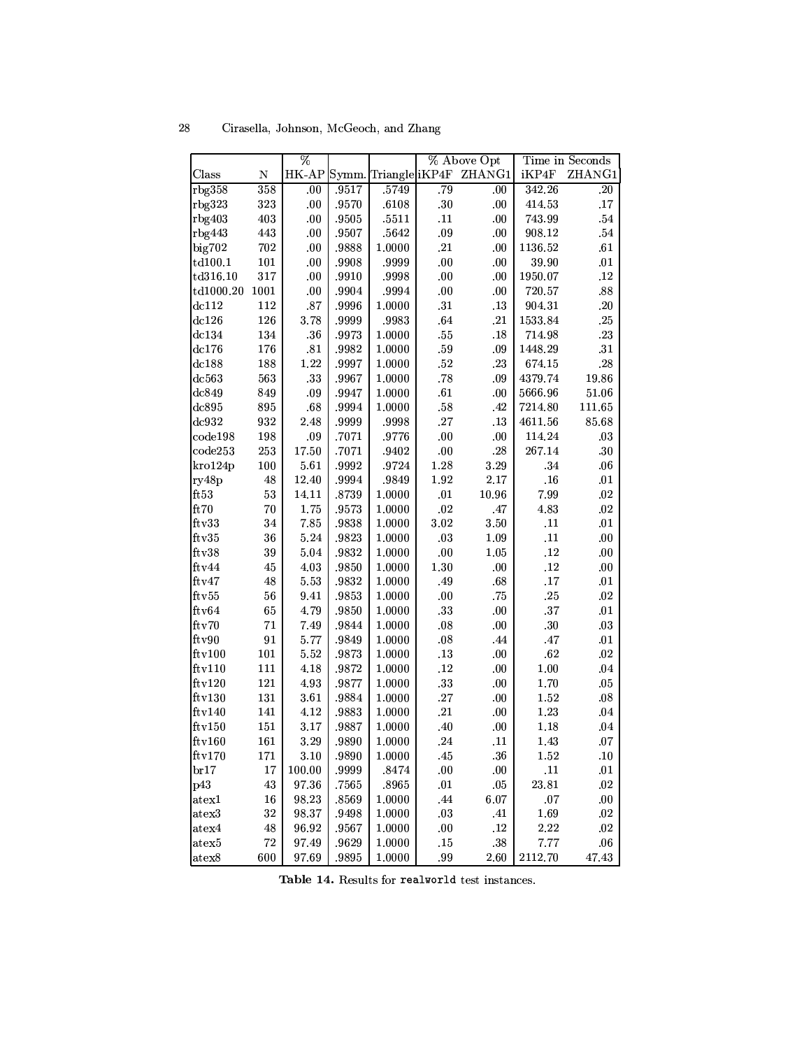| Class | N | % HK-AP | Symm. | Triangle | % Above Opt iKP4F | ZHANG1 | Time in Seconds iKP4F | ZHANG1 |
|---|---|---|---|---|---|---|---|---|
| rbg358 | 358 | .00 | .9517 | .5749 | .79 | .00 | 342.26 | .20 |
| rbg323 | 323 | .00 | .9570 | .6108 | .30 | .00 | 414.53 | .17 |
| rbg403 | 403 | .00 | .9505 | .5511 | .11 | .00 | 743.99 | .54 |
| rbg443 | 443 | .00 | .9507 | .5642 | .09 | .00 | 908.12 | .54 |
| big702 | 702 | .00 | .9888 | 1.0000 | .21 | .00 | 1136.52 | .61 |
| td100.1 | 101 | .00 | .9908 | .9999 | .00 | .00 | 39.90 | .01 |
| td316.10 | 317 | .00 | .9910 | .9998 | .00 | .00 | 1950.07 | .12 |
| td1000.20 | 1001 | .00 | .9904 | .9994 | .00 | .00 | 720.57 | .88 |
| dc112 | 112 | .87 | .9996 | 1.0000 | .31 | .13 | 904.31 | .20 |
| dc126 | 126 | 3.78 | .9999 | .9983 | .64 | .21 | 1533.84 | .25 |
| dc134 | 134 | .36 | .9973 | 1.0000 | .55 | .18 | 714.98 | .23 |
| dc176 | 176 | .81 | .9982 | 1.0000 | .59 | .09 | 1448.29 | .31 |
| dc188 | 188 | 1.22 | .9997 | 1.0000 | .52 | .23 | 674.15 | .28 |
| dc563 | 563 | .33 | .9967 | 1.0000 | .78 | .09 | 4379.74 | 19.86 |
| dc849 | 849 | .09 | .9947 | 1.0000 | .61 | .00 | 5666.96 | 51.06 |
| dc895 | 895 | .68 | .9994 | 1.0000 | .58 | .42 | 7214.80 | 111.65 |
| dc932 | 932 | 2.48 | .9999 | .9998 | .27 | .13 | 4611.56 | 85.68 |
| code198 | 198 | .09 | .7071 | .9776 | .00 | .00 | 114.24 | .03 |
| code253 | 253 | 17.50 | .7071 | .9402 | .00 | .28 | 267.14 | .30 |
| kro124p | 100 | 5.61 | .9992 | .9724 | 1.28 | 3.29 | .34 | .06 |
| ry48p | 48 | 12.40 | .9994 | .9849 | 1.92 | 2.17 | .16 | .01 |
| ft53 | 53 | 14.11 | .8739 | 1.0000 | .01 | 10.96 | 7.99 | .02 |
| ft70 | 70 | 1.75 | .9573 | 1.0000 | .02 | .47 | 4.83 | .02 |
| ftv33 | 34 | 7.85 | .9838 | 1.0000 | 3.02 | 3.50 | .11 | .01 |
| ftv35 | 36 | 5.24 | .9823 | 1.0000 | .03 | 1.09 | .11 | .00 |
| ftv38 | 39 | 5.04 | .9832 | 1.0000 | .00 | 1.05 | .12 | .00 |
| ftv44 | 45 | 4.03 | .9850 | 1.0000 | 1.30 | .00 | .12 | .00 |
| ftv47 | 48 | 5.53 | .9832 | 1.0000 | .49 | .68 | .17 | .01 |
| ftv55 | 56 | 9.41 | .9853 | 1.0000 | .00 | .75 | .25 | .02 |
| ftv64 | 65 | 4.79 | .9850 | 1.0000 | .33 | .00 | .37 | .01 |
| ftv70 | 71 | 7.49 | .9844 | 1.0000 | .08 | .00 | .30 | .03 |
| ftv90 | 91 | 5.77 | .9849 | 1.0000 | .08 | .44 | .47 | .01 |
| ftv100 | 101 | 5.52 | .9873 | 1.0000 | .13 | .00 | .62 | .02 |
| ftv110 | 111 | 4.18 | .9872 | 1.0000 | .12 | .00 | 1.00 | .04 |
| ftv120 | 121 | 4.93 | .9877 | 1.0000 | .33 | .00 | 1.70 | .05 |
| ftv130 | 131 | 3.61 | .9884 | 1.0000 | .27 | .00 | 1.52 | .08 |
| ftv140 | 141 | 4.12 | .9883 | 1.0000 | .21 | .00 | 1.23 | .04 |
| ftv150 | 151 | 3.17 | .9887 | 1.0000 | .40 | .00 | 1.18 | .04 |
| ftv160 | 161 | 3.29 | .9890 | 1.0000 | .24 | .11 | 1.43 | .07 |
| ftv170 | 171 | 3.10 | .9890 | 1.0000 | .45 | .36 | 1.52 | .10 |
| br17 | 17 | 100.00 | .9999 | .8474 | .00 | .00 | .11 | .01 |
| p43 | 43 | 97.36 | .7565 | .8965 | .01 | .05 | 23.81 | .02 |
| atex1 | 16 | 98.23 | .8569 | 1.0000 | .44 | 6.07 | .07 | .00 |
| atex3 | 32 | 98.37 | .9498 | 1.0000 | .03 | .41 | 1.69 | .02 |
| atex4 | 48 | 96.92 | .9567 | 1.0000 | .00 | .12 | 2.22 | .02 |
| atex5 | 72 | 97.49 | .9629 | 1.0000 | .15 | .38 | 7.77 | .06 |
| atex8 | 600 | 97.69 | .9895 | 1.0000 | .99 | 2.60 | 2112.70 | 47.43 |

**Table 14.** Results for `realworld` test instances.